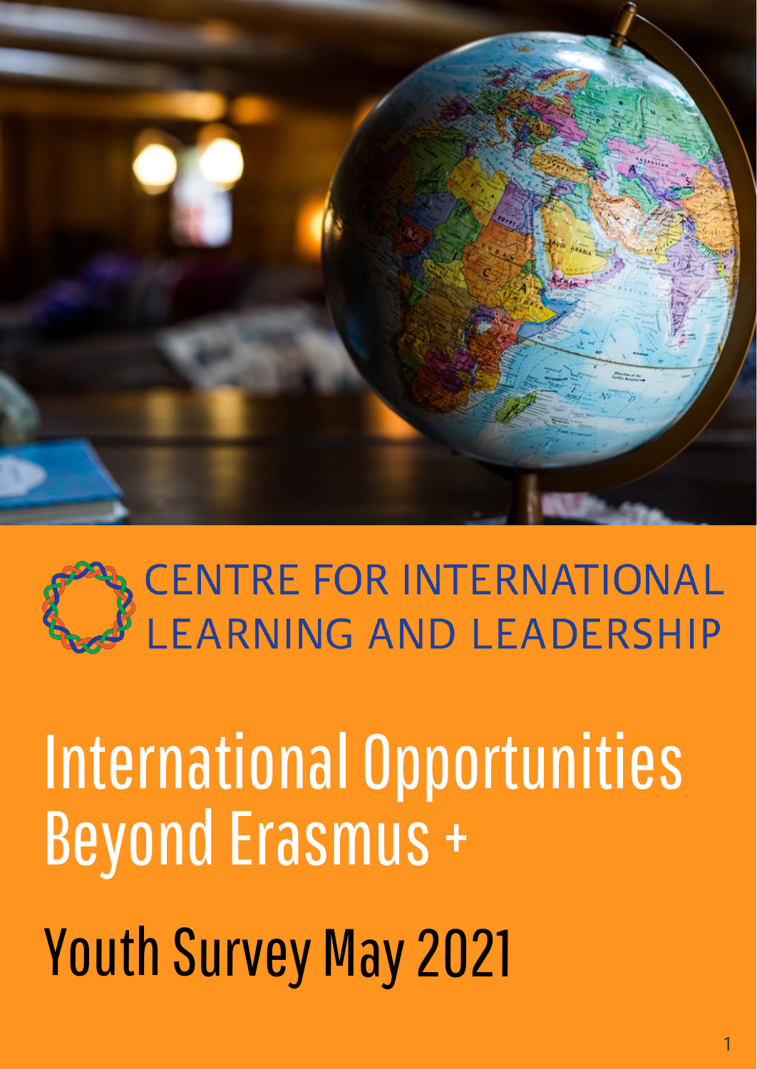CENTRE FOR INTERNATIONAL LEARNING AND LEADERSHIP

# International Opportunities Beyond Erasmus +

# Youth Survey May 2021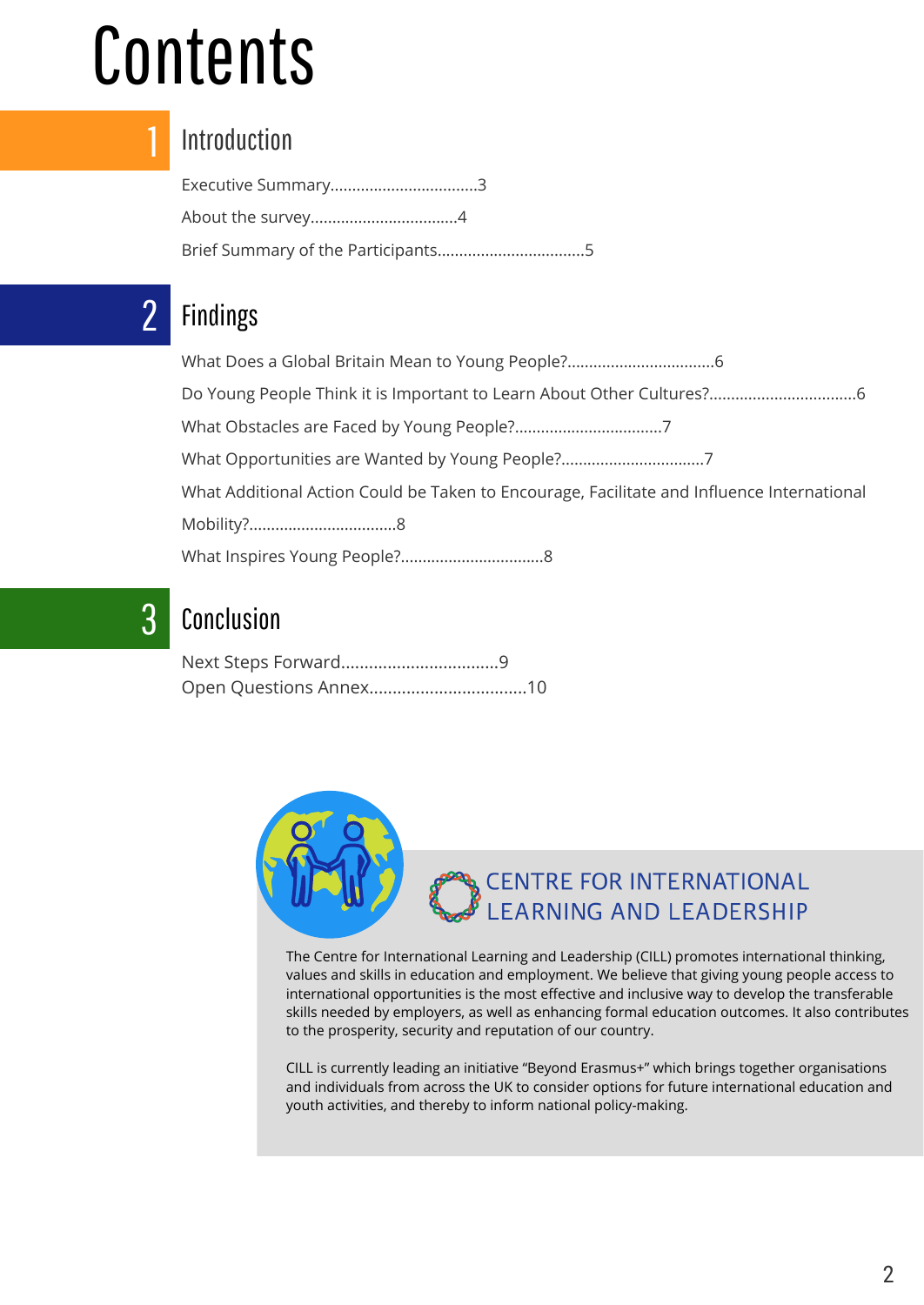# Contents

## 1 Introduction

Executive Summary..................................3

About the survey..................................4

Brief Summary of the Participants..................................5

## 2 Findings

What Does a Global Britain Mean to Young People?..................................6

Do Young People Think it is Important to Learn About Other Cultures?..................................6

What Obstacles are Faced by Young People?..................................7

What Opportunities are Wanted by Young People?.................................7

What Additional Action Could be Taken to Encourage, Facilitate and Influence International Mobility?..................................8

What Inspires Young People?.................................8

## 3 Conclusion

Next Steps Forward..................................9

Open Questions Annex..................................10

CENTRE FOR INTERNATIONAL LEARNING AND LEADERSHIP

The Centre for International Learning and Leadership (CILL) promotes international thinking, values and skills in education and employment. We believe that giving young people access to international opportunities is the most effective and inclusive way to develop the transferable skills needed by employers, as well as enhancing formal education outcomes. It also contributes to the prosperity, security and reputation of our country.

CILL is currently leading an initiative "Beyond Erasmus+" which brings together organisations and individuals from across the UK to consider options for future international education and youth activities, and thereby to inform national policy-making.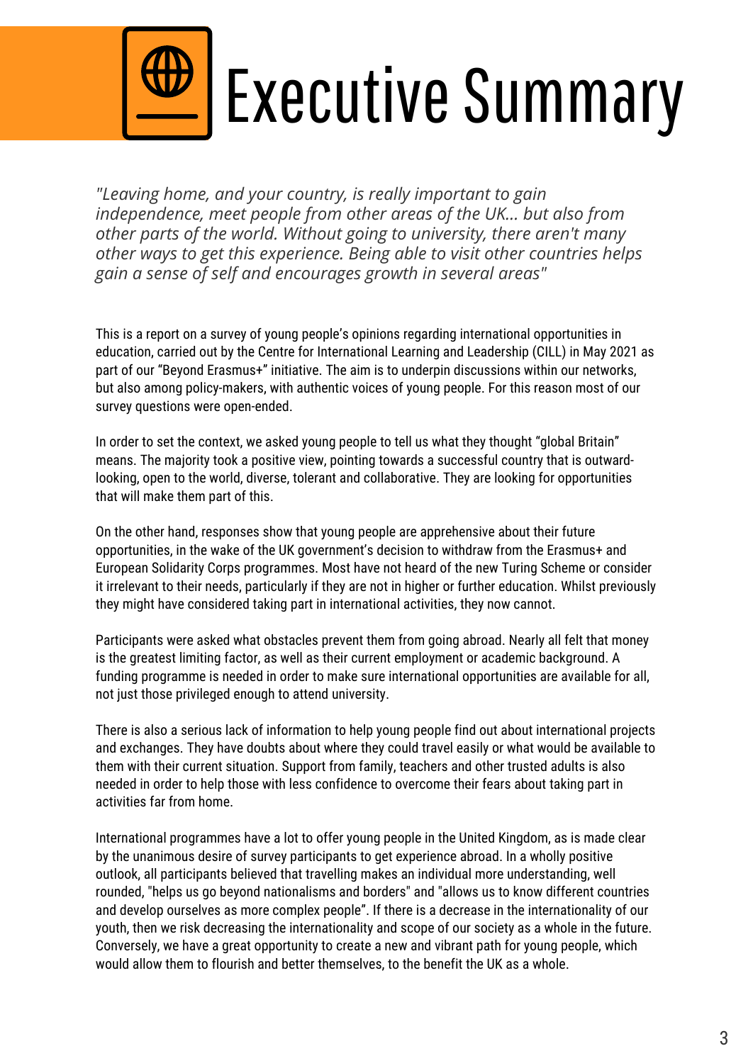# Executive Summary

*"Leaving home, and your country, is really important to gain independence, meet people from other areas of the UK... but also from other parts of the world. Without going to university, there aren't many other ways to get this experience. Being able to visit other countries helps gain a sense of self and encourages growth in several areas"*

This is a report on a survey of young people's opinions regarding international opportunities in education, carried out by the Centre for International Learning and Leadership (CILL) in May 2021 as part of our "Beyond Erasmus+" initiative. The aim is to underpin discussions within our networks, but also among policy-makers, with authentic voices of young people. For this reason most of our survey questions were open-ended.

In order to set the context, we asked young people to tell us what they thought "global Britain" means. The majority took a positive view, pointing towards a successful country that is outward-looking, open to the world, diverse, tolerant and collaborative. They are looking for opportunities that will make them part of this.

On the other hand, responses show that young people are apprehensive about their future opportunities, in the wake of the UK government's decision to withdraw from the Erasmus+ and European Solidarity Corps programmes. Most have not heard of the new Turing Scheme or consider it irrelevant to their needs, particularly if they are not in higher or further education. Whilst previously they might have considered taking part in international activities, they now cannot.

Participants were asked what obstacles prevent them from going abroad. Nearly all felt that money is the greatest limiting factor, as well as their current employment or academic background. A funding programme is needed in order to make sure international opportunities are available for all, not just those privileged enough to attend university.

There is also a serious lack of information to help young people find out about international projects and exchanges. They have doubts about where they could travel easily or what would be available to them with their current situation. Support from family, teachers and other trusted adults is also needed in order to help those with less confidence to overcome their fears about taking part in activities far from home.

International programmes have a lot to offer young people in the United Kingdom, as is made clear by the unanimous desire of survey participants to get experience abroad. In a wholly positive outlook, all participants believed that travelling makes an individual more understanding, well rounded, "helps us go beyond nationalisms and borders" and "allows us to know different countries and develop ourselves as more complex people". If there is a decrease in the internationality of our youth, then we risk decreasing the internationality and scope of our society as a whole in the future. Conversely, we have a great opportunity to create a new and vibrant path for young people, which would allow them to flourish and better themselves, to the benefit the UK as a whole.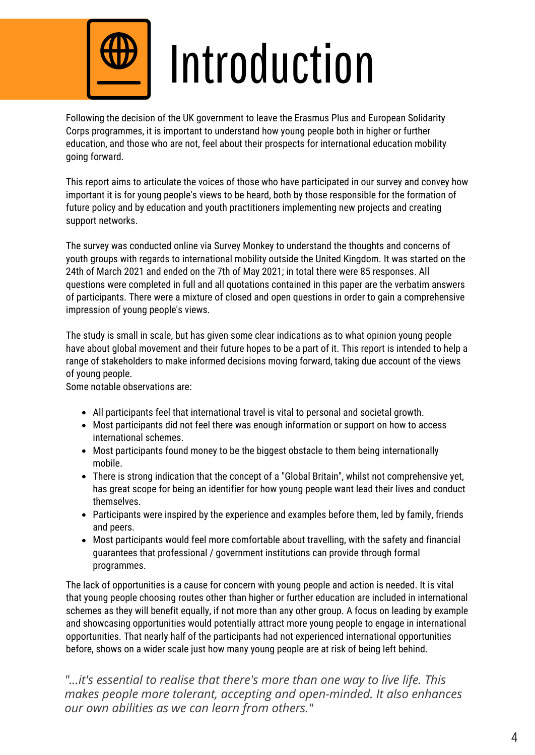# Introduction

Following the decision of the UK government to leave the Erasmus Plus and European Solidarity Corps programmes, it is important to understand how young people both in higher or further education, and those who are not, feel about their prospects for international education mobility going forward.

This report aims to articulate the voices of those who have participated in our survey and convey how important it is for young people's views to be heard, both by those responsible for the formation of future policy and by education and youth practitioners implementing new projects and creating support networks.

The survey was conducted online via Survey Monkey to understand the thoughts and concerns of youth groups with regards to international mobility outside the United Kingdom. It was started on the 24th of March 2021 and ended on the 7th of May 2021; in total there were 85 responses. All questions were completed in full and all quotations contained in this paper are the verbatim answers of participants. There were a mixture of closed and open questions in order to gain a comprehensive impression of young people's views.

The study is small in scale, but has given some clear indications as to what opinion young people have about global movement and their future hopes to be a part of it. This report is intended to help a range of stakeholders to make informed decisions moving forward, taking due account of the views of young people.
Some notable observations are:

- All participants feel that international travel is vital to personal and societal growth.
- Most participants did not feel there was enough information or support on how to access international schemes.
- Most participants found money to be the biggest obstacle to them being internationally mobile.
- There is strong indication that the concept of a "Global Britain", whilst not comprehensive yet, has great scope for being an identifier for how young people want lead their lives and conduct themselves.
- Participants were inspired by the experience and examples before them, led by family, friends and peers.
- Most participants would feel more comfortable about travelling, with the safety and financial guarantees that professional / government institutions can provide through formal programmes.

The lack of opportunities is a cause for concern with young people and action is needed. It is vital that young people choosing routes other than higher or further education are included in international schemes as they will benefit equally, if not more than any other group. A focus on leading by example and showcasing opportunities would potentially attract more young people to engage in international opportunities. That nearly half of the participants had not experienced international opportunities before, shows on a wider scale just how many young people are at risk of being left behind.

*"...it's essential to realise that there's more than one way to live life. This makes people more tolerant, accepting and open-minded. It also enhances our own abilities as we can learn from others."*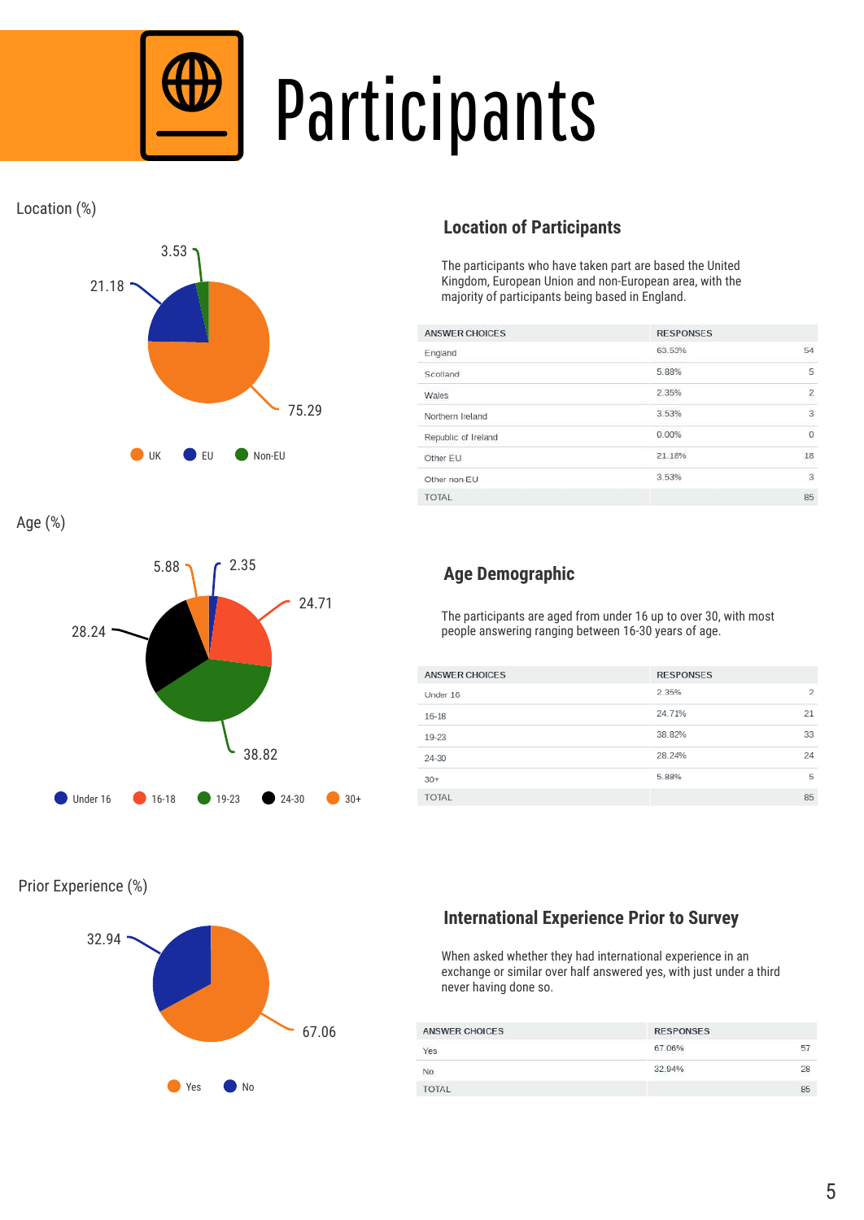# Participants

Location (%)

75.29, 21.18, 3.53

UK | EU | Non-EU

## Location of Participants

The participants who have taken part are based the United Kingdom, European Union and non-European area, with the majority of participants being based in England.

| ANSWER CHOICES | RESPONSES | |
|---|---|---|
| England | 63.53% | 54 |
| Scotland | 5.88% | 5 |
| Wales | 2.35% | 2 |
| Northern Ireland | 3.53% | 3 |
| Republic of Ireland | 0.00% | 0 |
| Other EU | 21.18% | 18 |
| Other non EU | 3.53% | 3 |
| TOTAL | | 85 |

Age (%)

2.35, 24.71, 38.82, 28.24, 5.88

Under 16 | 16-18 | 19-23 | 24-30 | 30+

## Age Demographic

The participants are aged from under 16 up to over 30, with most people answering ranging between 16-30 years of age.

| ANSWER CHOICES | RESPONSES | |
|---|---|---|
| Under 16 | 2.35% | 2 |
| 16-18 | 24.71% | 21 |
| 19-23 | 38.82% | 33 |
| 24-30 | 28.24% | 24 |
| 30+ | 5.88% | 5 |
| TOTAL | | 85 |

Prior Experience (%)

67.06, 32.94

Yes | No

## International Experience Prior to Survey

When asked whether they had international experience in an exchange or similar over half answered yes, with just under a third never having done so.

| ANSWER CHOICES | RESPONSES | |
|---|---|---|
| Yes | 67.06% | 57 |
| No | 32.94% | 28 |
| TOTAL | | 85 |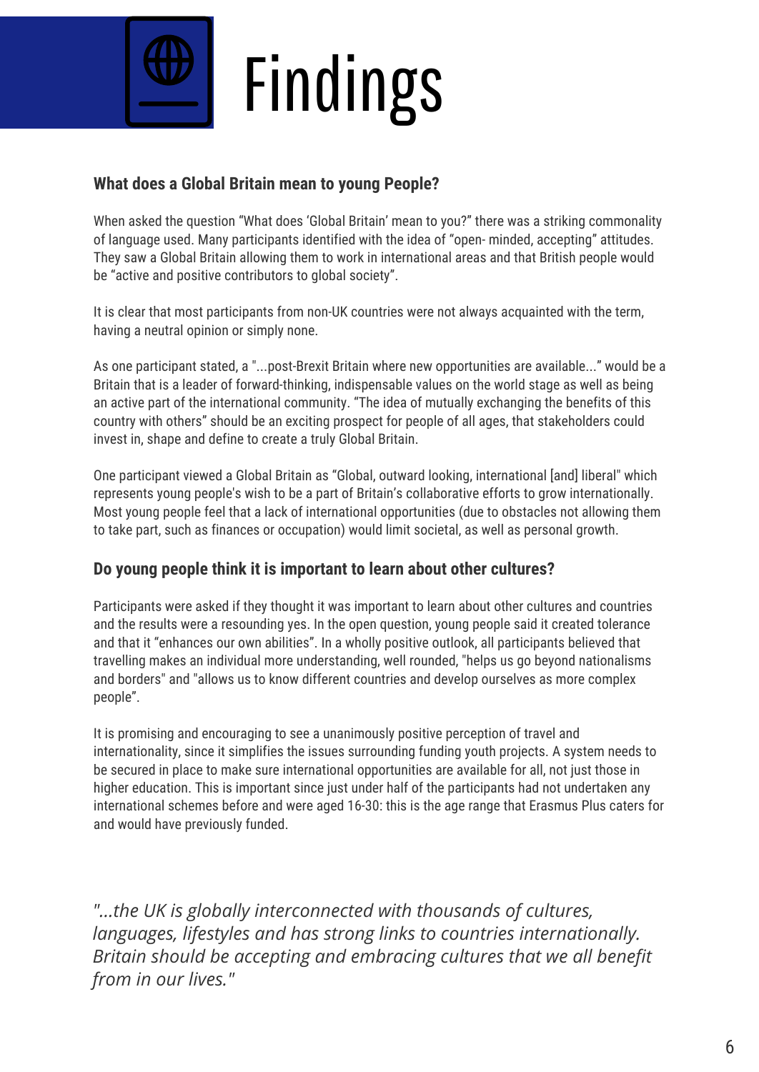# Findings

### What does a Global Britain mean to young People?

When asked the question "What does 'Global Britain' mean to you?" there was a striking commonality of language used. Many participants identified with the idea of "open- minded, accepting" attitudes. They saw a Global Britain allowing them to work in international areas and that British people would be "active and positive contributors to global society".

It is clear that most participants from non-UK countries were not always acquainted with the term, having a neutral opinion or simply none.

As one participant stated, a "...post-Brexit Britain where new opportunities are available..." would be a Britain that is a leader of forward-thinking, indispensable values on the world stage as well as being an active part of the international community. "The idea of mutually exchanging the benefits of this country with others" should be an exciting prospect for people of all ages, that stakeholders could invest in, shape and define to create a truly Global Britain.

One participant viewed a Global Britain as "Global, outward looking, international [and] liberal" which represents young people's wish to be a part of Britain's collaborative efforts to grow internationally. Most young people feel that a lack of international opportunities (due to obstacles not allowing them to take part, such as finances or occupation) would limit societal, as well as personal growth.

### Do young people think it is important to learn about other cultures?

Participants were asked if they thought it was important to learn about other cultures and countries and the results were a resounding yes. In the open question, young people said it created tolerance and that it "enhances our own abilities". In a wholly positive outlook, all participants believed that travelling makes an individual more understanding, well rounded, "helps us go beyond nationalisms and borders" and "allows us to know different countries and develop ourselves as more complex people".

It is promising and encouraging to see a unanimously positive perception of travel and internationality, since it simplifies the issues surrounding funding youth projects. A system needs to be secured in place to make sure international opportunities are available for all, not just those in higher education. This is important since just under half of the participants had not undertaken any international schemes before and were aged 16-30: this is the age range that Erasmus Plus caters for and would have previously funded.

*"...the UK is globally interconnected with thousands of cultures, languages, lifestyles and has strong links to countries internationally. Britain should be accepting and embracing cultures that we all benefit from in our lives."*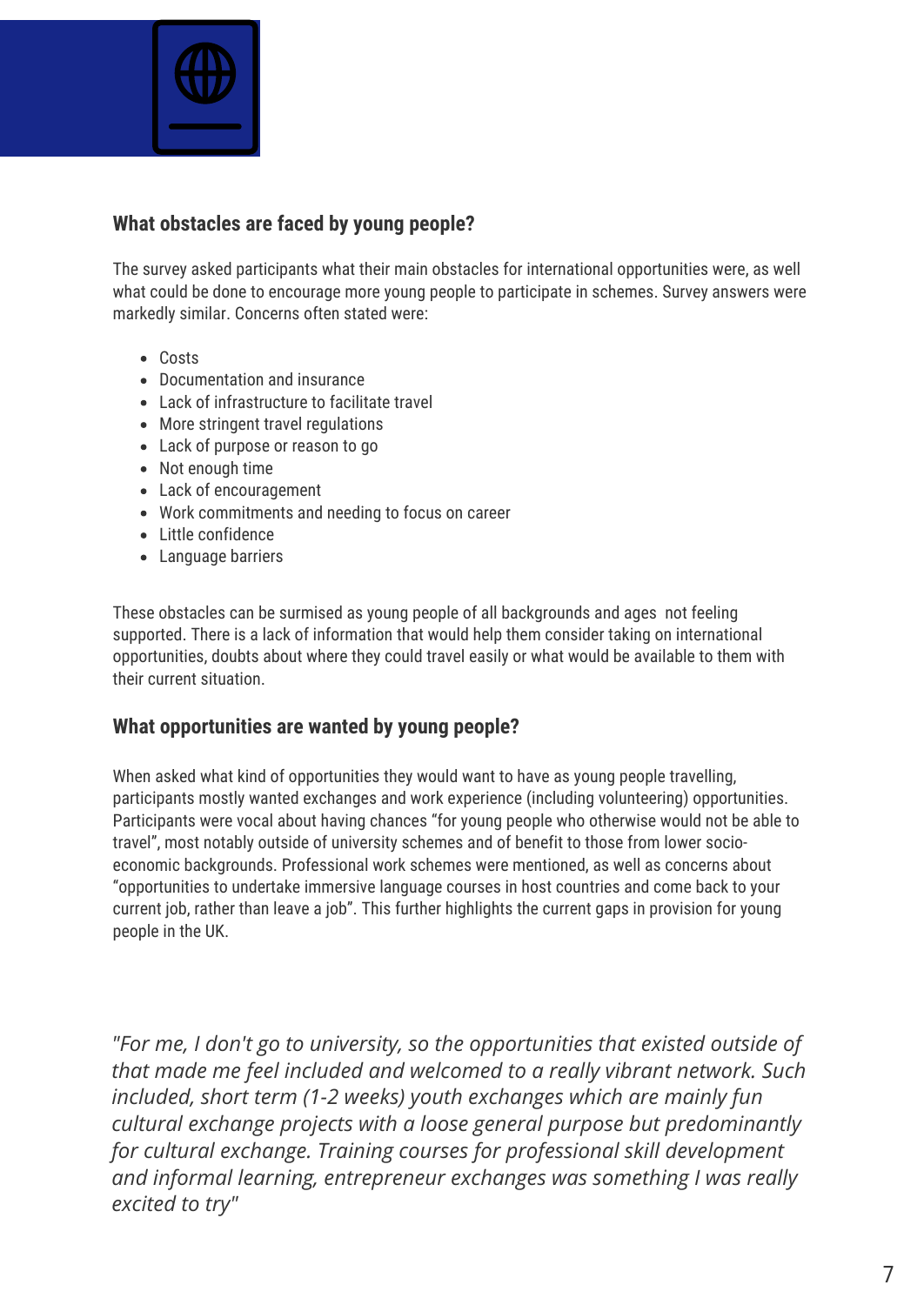### What obstacles are faced by young people?

The survey asked participants what their main obstacles for international opportunities were, as well what could be done to encourage more young people to participate in schemes. Survey answers were markedly similar. Concerns often stated were:

- Costs
- Documentation and insurance
- Lack of infrastructure to facilitate travel
- More stringent travel regulations
- Lack of purpose or reason to go
- Not enough time
- Lack of encouragement
- Work commitments and needing to focus on career
- Little confidence
- Language barriers

These obstacles can be surmised as young people of all backgrounds and ages not feeling supported. There is a lack of information that would help them consider taking on international opportunities, doubts about where they could travel easily or what would be available to them with their current situation.

### What opportunities are wanted by young people?

When asked what kind of opportunities they would want to have as young people travelling, participants mostly wanted exchanges and work experience (including volunteering) opportunities. Participants were vocal about having chances "for young people who otherwise would not be able to travel", most notably outside of university schemes and of benefit to those from lower socio-economic backgrounds. Professional work schemes were mentioned, as well as concerns about "opportunities to undertake immersive language courses in host countries and come back to your current job, rather than leave a job". This further highlights the current gaps in provision for young people in the UK.

*"For me, I don't go to university, so the opportunities that existed outside of that made me feel included and welcomed to a really vibrant network. Such included, short term (1-2 weeks) youth exchanges which are mainly fun cultural exchange projects with a loose general purpose but predominantly for cultural exchange. Training courses for professional skill development and informal learning, entrepreneur exchanges was something I was really excited to try"*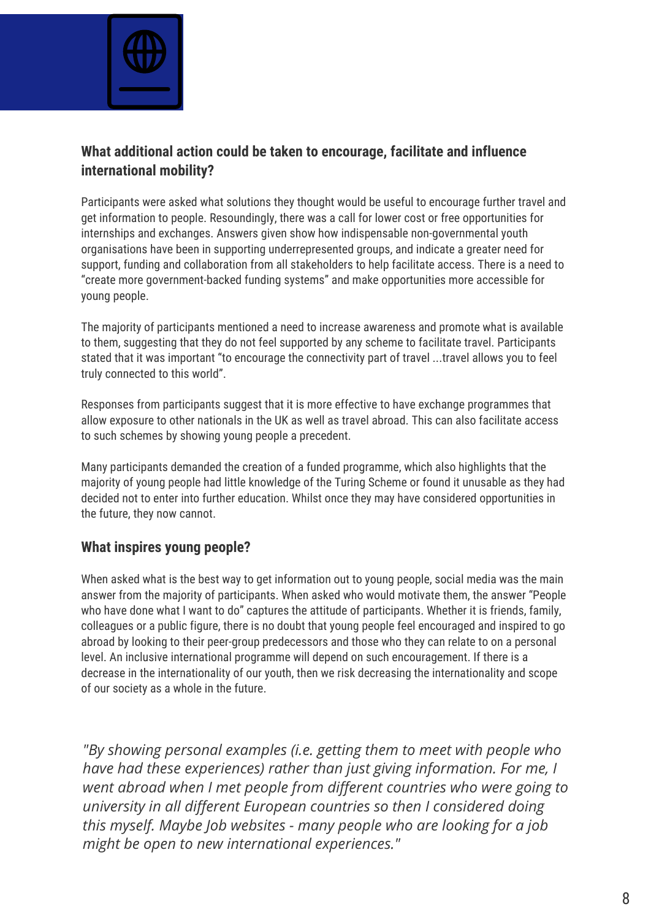## What additional action could be taken to encourage, facilitate and influence international mobility?

Participants were asked what solutions they thought would be useful to encourage further travel and get information to people. Resoundingly, there was a call for lower cost or free opportunities for internships and exchanges. Answers given show how indispensable non-governmental youth organisations have been in supporting underrepresented groups, and indicate a greater need for support, funding and collaboration from all stakeholders to help facilitate access. There is a need to "create more government-backed funding systems" and make opportunities more accessible for young people.

The majority of participants mentioned a need to increase awareness and promote what is available to them, suggesting that they do not feel supported by any scheme to facilitate travel. Participants stated that it was important "to encourage the connectivity part of travel ...travel allows you to feel truly connected to this world".

Responses from participants suggest that it is more effective to have exchange programmes that allow exposure to other nationals in the UK as well as travel abroad. This can also facilitate access to such schemes by showing young people a precedent.

Many participants demanded the creation of a funded programme, which also highlights that the majority of young people had little knowledge of the Turing Scheme or found it unusable as they had decided not to enter into further education. Whilst once they may have considered opportunities in the future, they now cannot.

## What inspires young people?

When asked what is the best way to get information out to young people, social media was the main answer from the majority of participants. When asked who would motivate them, the answer "People who have done what I want to do" captures the attitude of participants. Whether it is friends, family, colleagues or a public figure, there is no doubt that young people feel encouraged and inspired to go abroad by looking to their peer-group predecessors and those who they can relate to on a personal level. An inclusive international programme will depend on such encouragement. If there is a decrease in the internationality of our youth, then we risk decreasing the internationality and scope of our society as a whole in the future.

*"By showing personal examples (i.e. getting them to meet with people who have had these experiences) rather than just giving information. For me, I went abroad when I met people from different countries who were going to university in all different European countries so then I considered doing this myself. Maybe Job websites - many people who are looking for a job might be open to new international experiences."*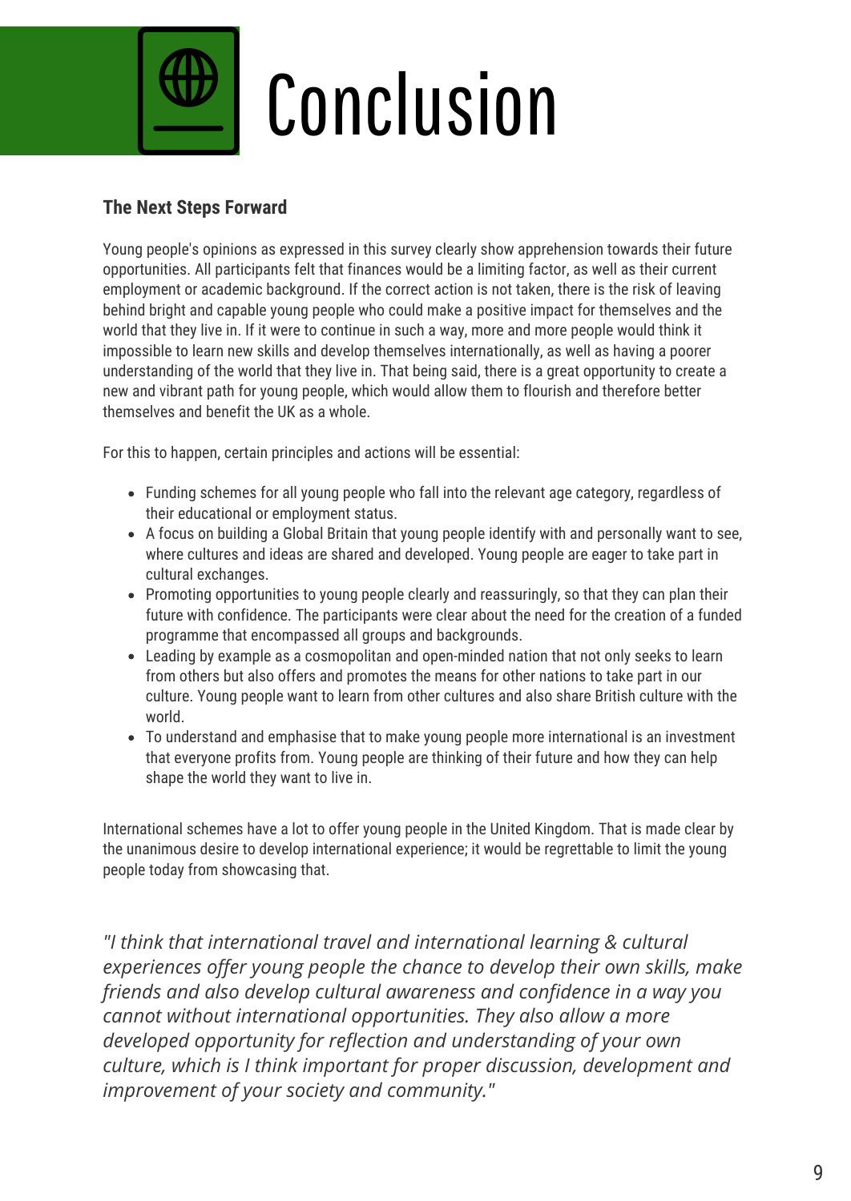# Conclusion

## The Next Steps Forward

Young people's opinions as expressed in this survey clearly show apprehension towards their future opportunities. All participants felt that finances would be a limiting factor, as well as their current employment or academic background. If the correct action is not taken, there is the risk of leaving behind bright and capable young people who could make a positive impact for themselves and the world that they live in. If it were to continue in such a way, more and more people would think it impossible to learn new skills and develop themselves internationally, as well as having a poorer understanding of the world that they live in. That being said, there is a great opportunity to create a new and vibrant path for young people, which would allow them to flourish and therefore better themselves and benefit the UK as a whole.

For this to happen, certain principles and actions will be essential:

- Funding schemes for all young people who fall into the relevant age category, regardless of their educational or employment status.
- A focus on building a Global Britain that young people identify with and personally want to see, where cultures and ideas are shared and developed. Young people are eager to take part in cultural exchanges.
- Promoting opportunities to young people clearly and reassuringly, so that they can plan their future with confidence. The participants were clear about the need for the creation of a funded programme that encompassed all groups and backgrounds.
- Leading by example as a cosmopolitan and open-minded nation that not only seeks to learn from others but also offers and promotes the means for other nations to take part in our culture. Young people want to learn from other cultures and also share British culture with the world.
- To understand and emphasise that to make young people more international is an investment that everyone profits from. Young people are thinking of their future and how they can help shape the world they want to live in.

International schemes have a lot to offer young people in the United Kingdom. That is made clear by the unanimous desire to develop international experience; it would be regrettable to limit the young people today from showcasing that.

*"I think that international travel and international learning & cultural experiences offer young people the chance to develop their own skills, make friends and also develop cultural awareness and confidence in a way you cannot without international opportunities. They also allow a more developed opportunity for reflection and understanding of your own culture, which is I think important for proper discussion, development and improvement of your society and community."*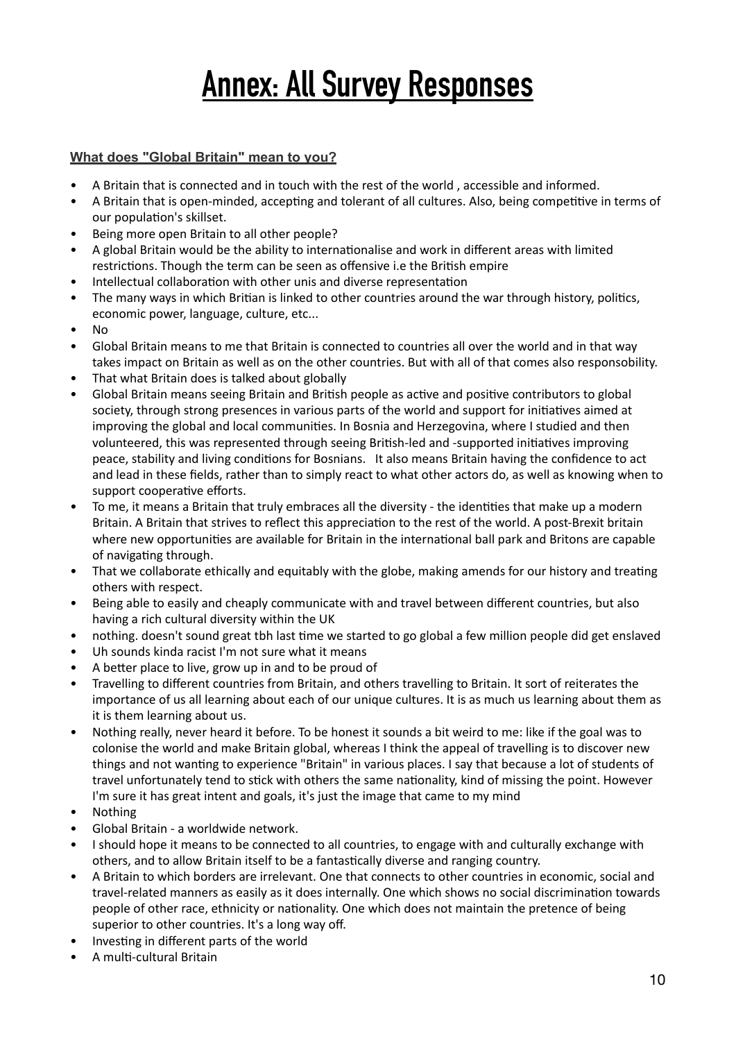# Annex: All Survey Responses

**What does "Global Britain" mean to you?**

- A Britain that is connected and in touch with the rest of the world , accessible and informed.
- A Britain that is open-minded, accepting and tolerant of all cultures. Also, being competitive in terms of our population's skillset.
- Being more open Britain to all other people?
- A global Britain would be the ability to internationalise and work in different areas with limited restrictions. Though the term can be seen as offensive i.e the British empire
- Intellectual collaboration with other unis and diverse representation
- The many ways in which Britian is linked to other countries around the war through history, politics, economic power, language, culture, etc...
- No
- Global Britain means to me that Britain is connected to countries all over the world and in that way takes impact on Britain as well as on the other countries. But with all of that comes also responsobility.
- That what Britain does is talked about globally
- Global Britain means seeing Britain and British people as active and positive contributors to global society, through strong presences in various parts of the world and support for initiatives aimed at improving the global and local communities. In Bosnia and Herzegovina, where I studied and then volunteered, this was represented through seeing British-led and -supported initiatives improving peace, stability and living conditions for Bosnians.   It also means Britain having the confidence to act and lead in these fields, rather than to simply react to what other actors do, as well as knowing when to support cooperative efforts.
- To me, it means a Britain that truly embraces all the diversity - the identities that make up a modern Britain. A Britain that strives to reflect this appreciation to the rest of the world. A post-Brexit britain where new opportunities are available for Britain in the international ball park and Britons are capable of navigating through.
- That we collaborate ethically and equitably with the globe, making amends for our history and treating others with respect.
- Being able to easily and cheaply communicate with and travel between different countries, but also having a rich cultural diversity within the UK
- nothing. doesn't sound great tbh last time we started to go global a few million people did get enslaved
- Uh sounds kinda racist I'm not sure what it means
- A better place to live, grow up in and to be proud of
- Travelling to different countries from Britain, and others travelling to Britain. It sort of reiterates the importance of us all learning about each of our unique cultures. It is as much us learning about them as it is them learning about us.
- Nothing really, never heard it before. To be honest it sounds a bit weird to me: like if the goal was to colonise the world and make Britain global, whereas I think the appeal of travelling is to discover new things and not wanting to experience "Britain" in various places. I say that because a lot of students of travel unfortunately tend to stick with others the same nationality, kind of missing the point. However I'm sure it has great intent and goals, it's just the image that came to my mind
- Nothing
- Global Britain - a worldwide network.
- I should hope it means to be connected to all countries, to engage with and culturally exchange with others, and to allow Britain itself to be a fantastically diverse and ranging country.
- A Britain to which borders are irrelevant. One that connects to other countries in economic, social and travel-related manners as easily as it does internally. One which shows no social discrimination towards people of other race, ethnicity or nationality. One which does not maintain the pretence of being superior to other countries. It's a long way off.
- Investing in different parts of the world
- A multi-cultural Britain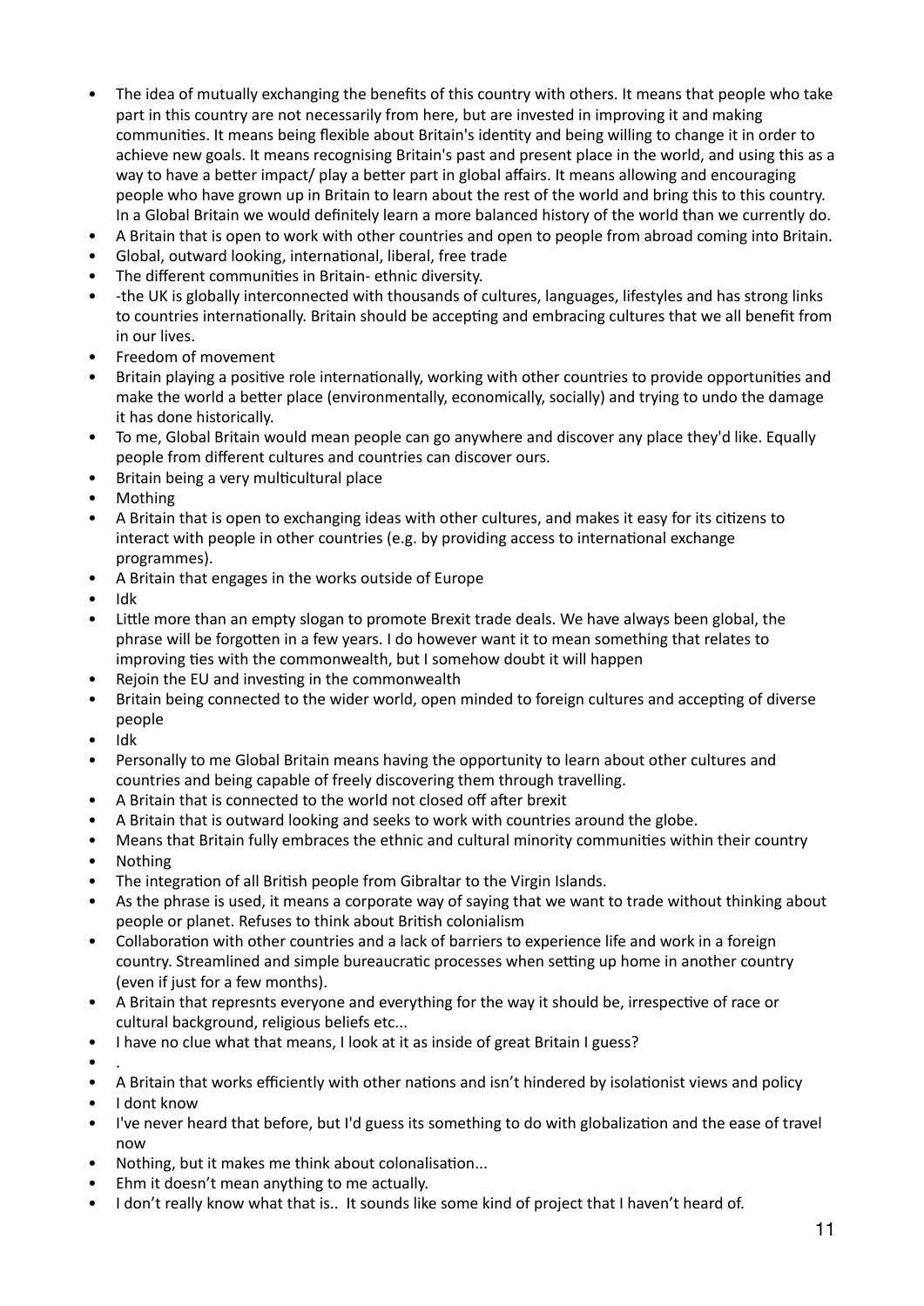- The idea of mutually exchanging the benefits of this country with others. It means that people who take part in this country are not necessarily from here, but are invested in improving it and making communities. It means being flexible about Britain's identity and being willing to change it in order to achieve new goals. It means recognising Britain's past and present place in the world, and using this as a way to have a better impact/ play a better part in global affairs. It means allowing and encouraging people who have grown up in Britain to learn about the rest of the world and bring this to this country. In a Global Britain we would definitely learn a more balanced history of the world than we currently do.
- A Britain that is open to work with other countries and open to people from abroad coming into Britain.
- Global, outward looking, international, liberal, free trade
- The different communities in Britain- ethnic diversity.
- -the UK is globally interconnected with thousands of cultures, languages, lifestyles and has strong links to countries internationally. Britain should be accepting and embracing cultures that we all benefit from in our lives.
- Freedom of movement
- Britain playing a positive role internationally, working with other countries to provide opportunities and make the world a better place (environmentally, economically, socially) and trying to undo the damage it has done historically.
- To me, Global Britain would mean people can go anywhere and discover any place they'd like. Equally people from different cultures and countries can discover ours.
- Britain being a very multicultural place
- Mothing
- A Britain that is open to exchanging ideas with other cultures, and makes it easy for its citizens to interact with people in other countries (e.g. by providing access to international exchange programmes).
- A Britain that engages in the works outside of Europe
- Idk
- Little more than an empty slogan to promote Brexit trade deals. We have always been global, the phrase will be forgotten in a few years. I do however want it to mean something that relates to improving ties with the commonwealth, but I somehow doubt it will happen
- Rejoin the EU and investing in the commonwealth
- Britain being connected to the wider world, open minded to foreign cultures and accepting of diverse people
- Idk
- Personally to me Global Britain means having the opportunity to learn about other cultures and countries and being capable of freely discovering them through travelling.
- A Britain that is connected to the world not closed off after brexit
- A Britain that is outward looking and seeks to work with countries around the globe.
- Means that Britain fully embraces the ethnic and cultural minority communities within their country
- Nothing
- The integration of all British people from Gibraltar to the Virgin Islands.
- As the phrase is used, it means a corporate way of saying that we want to trade without thinking about people or planet. Refuses to think about British colonialism
- Collaboration with other countries and a lack of barriers to experience life and work in a foreign country. Streamlined and simple bureaucratic processes when setting up home in another country (even if just for a few months).
- A Britain that represnts everyone and everything for the way it should be, irrespective of race or cultural background, religious beliefs etc...
- I have no clue what that means, I look at it as inside of great Britain I guess?
- .
- A Britain that works efficiently with other nations and isn't hindered by isolationist views and policy
- I dont know
- I've never heard that before, but I'd guess its something to do with globalization and the ease of travel now
- Nothing, but it makes me think about colonalisation...
- Ehm it doesn't mean anything to me actually.
- I don't really know what that is.. It sounds like some kind of project that I haven't heard of.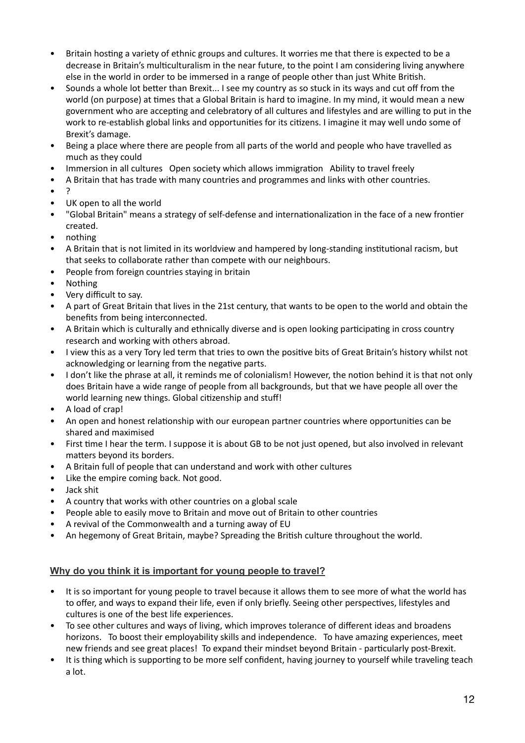- Britain hosting a variety of ethnic groups and cultures. It worries me that there is expected to be a decrease in Britain's multiculturalism in the near future, to the point I am considering living anywhere else in the world in order to be immersed in a range of people other than just White British.
- Sounds a whole lot better than Brexit... I see my country as so stuck in its ways and cut off from the world (on purpose) at times that a Global Britain is hard to imagine. In my mind, it would mean a new government who are accepting and celebratory of all cultures and lifestyles and are willing to put in the work to re-establish global links and opportunities for its citizens. I imagine it may well undo some of Brexit's damage.
- Being a place where there are people from all parts of the world and people who have travelled as much as they could
- Immersion in all cultures   Open society which allows immigration   Ability to travel freely
- A Britain that has trade with many countries and programmes and links with other countries.
- ?
- UK open to all the world
- "Global Britain" means a strategy of self-defense and internationalization in the face of a new frontier created.
- nothing
- A Britain that is not limited in its worldview and hampered by long-standing institutional racism, but that seeks to collaborate rather than compete with our neighbours.
- People from foreign countries staying in britain
- Nothing
- Very difficult to say.
- A part of Great Britain that lives in the 21st century, that wants to be open to the world and obtain the benefits from being interconnected.
- A Britain which is culturally and ethnically diverse and is open looking participating in cross country research and working with others abroad.
- I view this as a very Tory led term that tries to own the positive bits of Great Britain's history whilst not acknowledging or learning from the negative parts.
- I don't like the phrase at all, it reminds me of colonialism! However, the notion behind it is that not only does Britain have a wide range of people from all backgrounds, but that we have people all over the world learning new things. Global citizenship and stuff!
- A load of crap!
- An open and honest relationship with our european partner countries where opportunities can be shared and maximised
- First time I hear the term. I suppose it is about GB to be not just opened, but also involved in relevant matters beyond its borders.
- A Britain full of people that can understand and work with other cultures
- Like the empire coming back. Not good.
- Jack shit
- A country that works with other countries on a global scale
- People able to easily move to Britain and move out of Britain to other countries
- A revival of the Commonwealth and a turning away of EU
- An hegemony of Great Britain, maybe? Spreading the British culture throughout the world.

## Why do you think it is important for young people to travel?

- It is so important for young people to travel because it allows them to see more of what the world has to offer, and ways to expand their life, even if only briefly. Seeing other perspectives, lifestyles and cultures is one of the best life experiences.
- To see other cultures and ways of living, which improves tolerance of different ideas and broadens horizons.   To boost their employability skills and independence.   To have amazing experiences, meet new friends and see great places!   To expand their mindset beyond Britain - particularly post-Brexit.
- It is thing which is supporting to be more self confident, having journey to yourself while traveling teach a lot.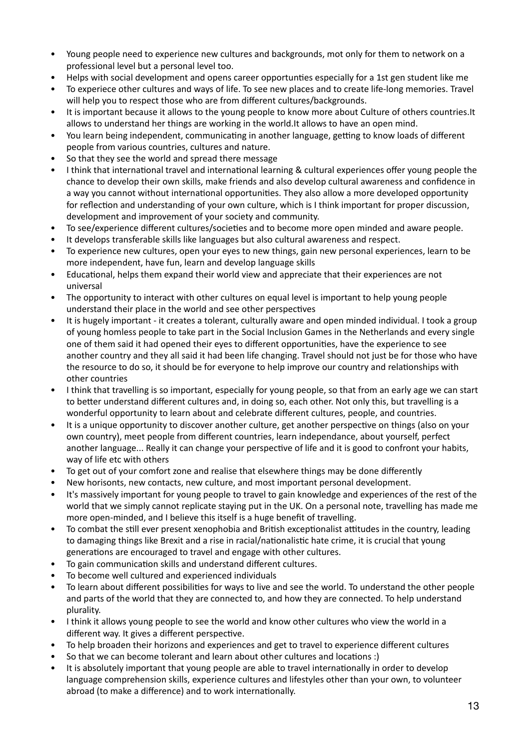- Young people need to experience new cultures and backgrounds, mot only for them to network on a professional level but a personal level too.
- Helps with social development and opens career opportunties especially for a 1st gen student like me
- To experiece other cultures and ways of life. To see new places and to create life-long memories. Travel will help you to respect those who are from different cultures/backgrounds.
- It is important because it allows to the young people to know more about Culture of others countries.It allows to understand her things are working in the world.It allows to have an open mind.
- You learn being independent, communicating in another language, getting to know loads of different people from various countries, cultures and nature.
- So that they see the world and spread there message
- I think that international travel and international learning & cultural experiences offer young people the chance to develop their own skills, make friends and also develop cultural awareness and confidence in a way you cannot without international opportunities. They also allow a more developed opportunity for reflection and understanding of your own culture, which is I think important for proper discussion, development and improvement of your society and community.
- To see/experience different cultures/societies and to become more open minded and aware people.
- It develops transferable skills like languages but also cultural awareness and respect.
- To experience new cultures, open your eyes to new things, gain new personal experiences, learn to be more independent, have fun, learn and develop language skills
- Educational, helps them expand their world view and appreciate that their experiences are not universal
- The opportunity to interact with other cultures on equal level is important to help young people understand their place in the world and see other perspectives
- It is hugely important - it creates a tolerant, culturally aware and open minded individual. I took a group of young homless people to take part in the Social Inclusion Games in the Netherlands and every single one of them said it had opened their eyes to different opportunities, have the experience to see another country and they all said it had been life changing. Travel should not just be for those who have the resource to do so, it should be for everyone to help improve our country and relationships with other countries
- I think that travelling is so important, especially for young people, so that from an early age we can start to better understand different cultures and, in doing so, each other. Not only this, but travelling is a wonderful opportunity to learn about and celebrate different cultures, people, and countries.
- It is a unique opportunity to discover another culture, get another perspective on things (also on your own country), meet people from different countries, learn independance, about yourself, perfect another language... Really it can change your perspective of life and it is good to confront your habits, way of life etc with others
- To get out of your comfort zone and realise that elsewhere things may be done differently
- New horisonts, new contacts, new culture, and most important personal development.
- It's massively important for young people to travel to gain knowledge and experiences of the rest of the world that we simply cannot replicate staying put in the UK. On a personal note, travelling has made me more open-minded, and I believe this itself is a huge benefit of travelling.
- To combat the still ever present xenophobia and British exceptionalist attitudes in the country, leading to damaging things like Brexit and a rise in racial/nationalistic hate crime, it is crucial that young generations are encouraged to travel and engage with other cultures.
- To gain communication skills and understand different cultures.
- To become well cultured and experienced individuals
- To learn about different possibilities for ways to live and see the world. To understand the other people and parts of the world that they are connected to, and how they are connected. To help understand plurality.
- I think it allows young people to see the world and know other cultures who view the world in a different way. It gives a different perspective.
- To help broaden their horizons and experiences and get to travel to experience different cultures
- So that we can become tolerant and learn about other cultures and locations :)
- It is absolutely important that young people are able to travel internationally in order to develop language comprehension skills, experience cultures and lifestyles other than your own, to volunteer abroad (to make a difference) and to work internationally.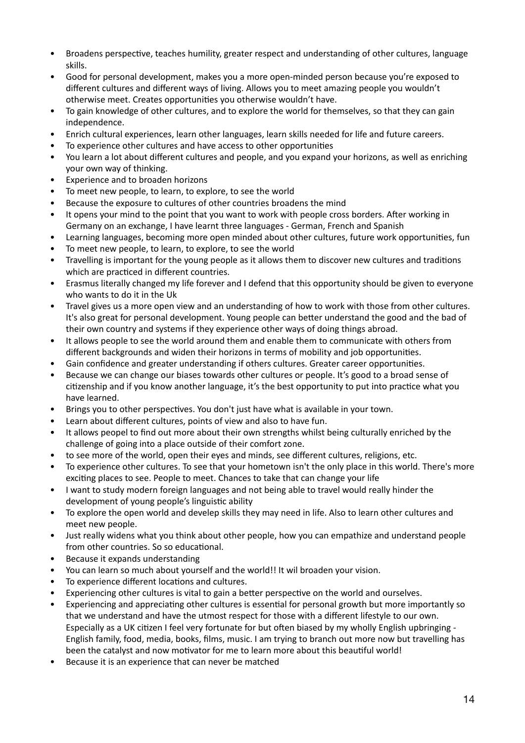- Broadens perspective, teaches humility, greater respect and understanding of other cultures, language skills.
- Good for personal development, makes you a more open-minded person because you're exposed to different cultures and different ways of living. Allows you to meet amazing people you wouldn't otherwise meet. Creates opportunities you otherwise wouldn't have.
- To gain knowledge of other cultures, and to explore the world for themselves, so that they can gain independence.
- Enrich cultural experiences, learn other languages, learn skills needed for life and future careers.
- To experience other cultures and have access to other opportunities
- You learn a lot about different cultures and people, and you expand your horizons, as well as enriching your own way of thinking.
- Experience and to broaden horizons
- To meet new people, to learn, to explore, to see the world
- Because the exposure to cultures of other countries broadens the mind
- It opens your mind to the point that you want to work with people cross borders. After working in Germany on an exchange, I have learnt three languages - German, French and Spanish
- Learning languages, becoming more open minded about other cultures, future work opportunities, fun
- To meet new people, to learn, to explore, to see the world
- Travelling is important for the young people as it allows them to discover new cultures and traditions which are practiced in different countries.
- Erasmus literally changed my life forever and I defend that this opportunity should be given to everyone who wants to do it in the Uk
- Travel gives us a more open view and an understanding of how to work with those from other cultures. It's also great for personal development. Young people can better understand the good and the bad of their own country and systems if they experience other ways of doing things abroad.
- It allows people to see the world around them and enable them to communicate with others from different backgrounds and widen their horizons in terms of mobility and job opportunities.
- Gain confidence and greater understanding if others cultures. Greater career opportunities.
- Because we can change our biases towards other cultures or people. It's good to a broad sense of citizenship and if you know another language, it's the best opportunity to put into practice what you have learned.
- Brings you to other perspectives. You don't just have what is available in your town.
- Learn about different cultures, points of view and also to have fun.
- It allows peopel to find out more about their own strengths whilst being culturally enriched by the challenge of going into a place outside of their comfort zone.
- to see more of the world, open their eyes and minds, see different cultures, religions, etc.
- To experience other cultures. To see that your hometown isn't the only place in this world. There's more exciting places to see. People to meet. Chances to take that can change your life
- I want to study modern foreign languages and not being able to travel would really hinder the development of young people's linguistic ability
- To explore the open world and develep skills they may need in life. Also to learn other cultures and meet new people.
- Just really widens what you think about other people, how you can empathize and understand people from other countries. So so educational.
- Because it expands understanding
- You can learn so much about yourself and the world!! It wil broaden your vision.
- To experience different locations and cultures.
- Experiencing other cultures is vital to gain a better perspective on the world and ourselves.
- Experiencing and appreciating other cultures is essential for personal growth but more importantly so that we understand and have the utmost respect for those with a different lifestyle to our own. Especially as a UK citizen I feel very fortunate for but often biased by my wholly English upbringing - English family, food, media, books, films, music. I am trying to branch out more now but travelling has been the catalyst and now motivator for me to learn more about this beautiful world!
- Because it is an experience that can never be matched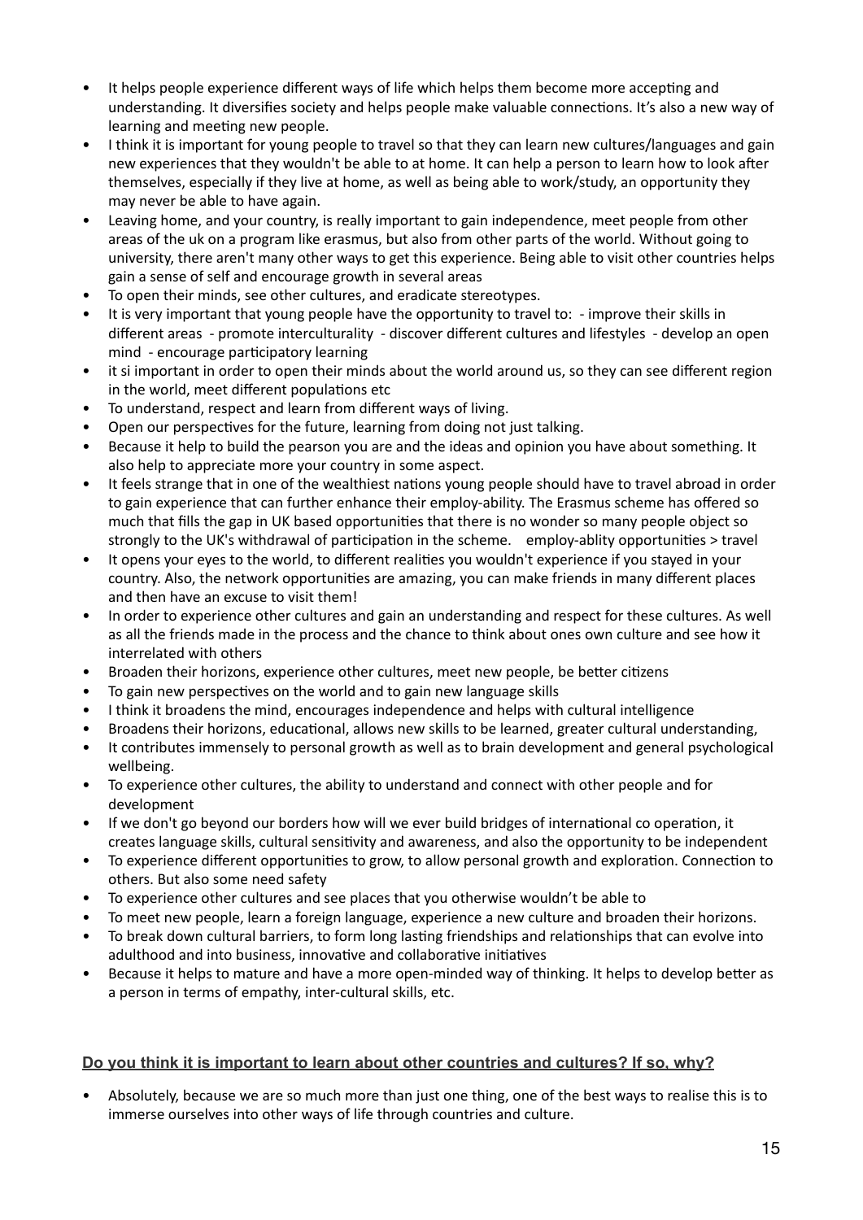- It helps people experience different ways of life which helps them become more accepting and understanding. It diversifies society and helps people make valuable connections. It's also a new way of learning and meeting new people.
- I think it is important for young people to travel so that they can learn new cultures/languages and gain new experiences that they wouldn't be able to at home. It can help a person to learn how to look after themselves, especially if they live at home, as well as being able to work/study, an opportunity they may never be able to have again.
- Leaving home, and your country, is really important to gain independence, meet people from other areas of the uk on a program like erasmus, but also from other parts of the world. Without going to university, there aren't many other ways to get this experience. Being able to visit other countries helps gain a sense of self and encourage growth in several areas
- To open their minds, see other cultures, and eradicate stereotypes.
- It is very important that young people have the opportunity to travel to: - improve their skills in different areas - promote interculturality - discover different cultures and lifestyles - develop an open mind - encourage participatory learning
- it si important in order to open their minds about the world around us, so they can see different region in the world, meet different populations etc
- To understand, respect and learn from different ways of living.
- Open our perspectives for the future, learning from doing not just talking.
- Because it help to build the pearson you are and the ideas and opinion you have about something. It also help to appreciate more your country in some aspect.
- It feels strange that in one of the wealthiest nations young people should have to travel abroad in order to gain experience that can further enhance their employ-ability. The Erasmus scheme has offered so much that fills the gap in UK based opportunities that there is no wonder so many people object so strongly to the UK's withdrawal of participation in the scheme. employ-ablity opportunities > travel
- It opens your eyes to the world, to different realities you wouldn't experience if you stayed in your country. Also, the network opportunities are amazing, you can make friends in many different places and then have an excuse to visit them!
- In order to experience other cultures and gain an understanding and respect for these cultures. As well as all the friends made in the process and the chance to think about ones own culture and see how it interrelated with others
- Broaden their horizons, experience other cultures, meet new people, be better citizens
- To gain new perspectives on the world and to gain new language skills
- I think it broadens the mind, encourages independence and helps with cultural intelligence
- Broadens their horizons, educational, allows new skills to be learned, greater cultural understanding,
- It contributes immensely to personal growth as well as to brain development and general psychological wellbeing.
- To experience other cultures, the ability to understand and connect with other people and for development
- If we don't go beyond our borders how will we ever build bridges of international co operation, it creates language skills, cultural sensitivity and awareness, and also the opportunity to be independent
- To experience different opportunities to grow, to allow personal growth and exploration. Connection to others. But also some need safety
- To experience other cultures and see places that you otherwise wouldn't be able to
- To meet new people, learn a foreign language, experience a new culture and broaden their horizons.
- To break down cultural barriers, to form long lasting friendships and relationships that can evolve into adulthood and into business, innovative and collaborative initiatives
- Because it helps to mature and have a more open-minded way of thinking. It helps to develop better as a person in terms of empathy, inter-cultural skills, etc.

**Do you think it is important to learn about other countries and cultures? If so, why?**

- Absolutely, because we are so much more than just one thing, one of the best ways to realise this is to immerse ourselves into other ways of life through countries and culture.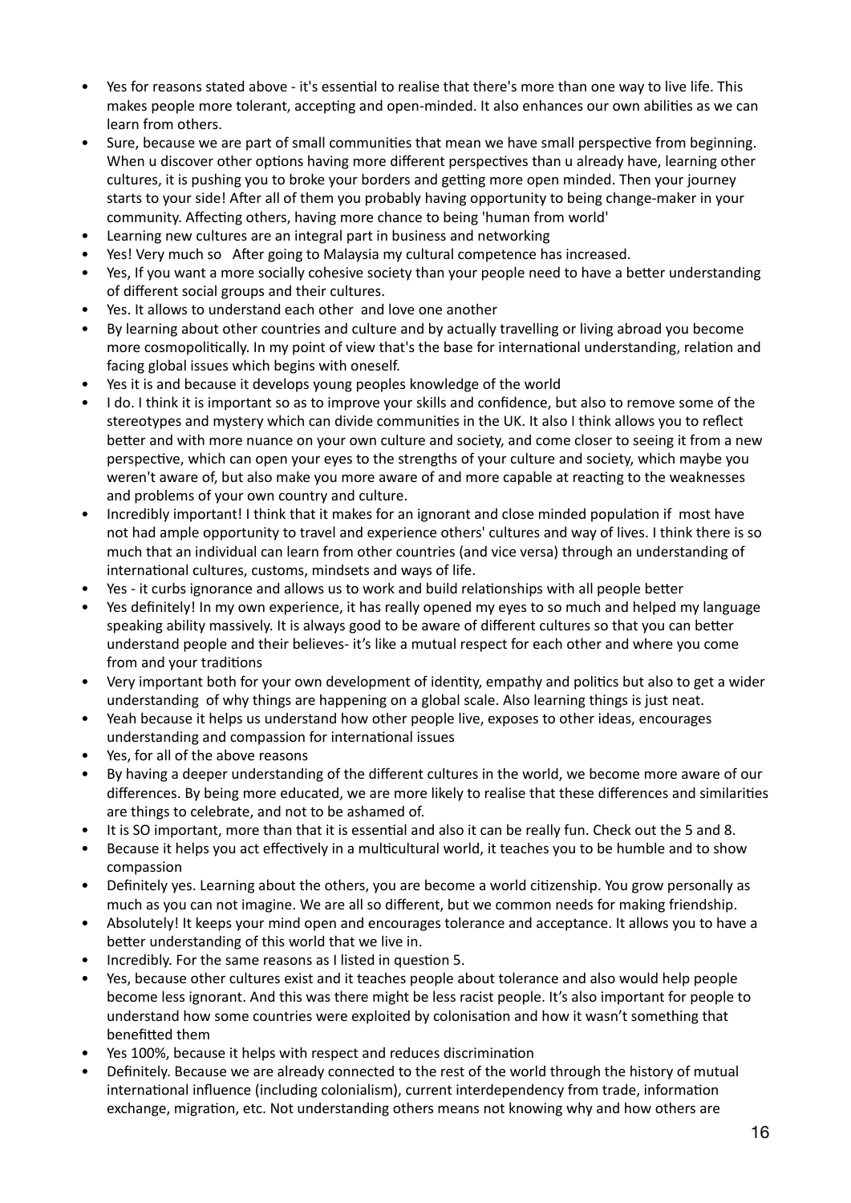- Yes for reasons stated above - it's essential to realise that there's more than one way to live life. This makes people more tolerant, accepting and open-minded. It also enhances our own abilities as we can learn from others.
- Sure, because we are part of small communities that mean we have small perspective from beginning. When u discover other options having more different perspectives than u already have, learning other cultures, it is pushing you to broke your borders and getting more open minded. Then your journey starts to your side! After all of them you probably having opportunity to being change-maker in your community. Affecting others, having more chance to being 'human from world'
- Learning new cultures are an integral part in business and networking
- Yes! Very much so  After going to Malaysia my cultural competence has increased.
- Yes, If you want a more socially cohesive society than your people need to have a better understanding of different social groups and their cultures.
- Yes. It allows to understand each other  and love one another
- By learning about other countries and culture and by actually travelling or living abroad you become more cosmopolitically. In my point of view that's the base for international understanding, relation and facing global issues which begins with oneself.
- Yes it is and because it develops young peoples knowledge of the world
- I do. I think it is important so as to improve your skills and confidence, but also to remove some of the stereotypes and mystery which can divide communities in the UK. It also I think allows you to reflect better and with more nuance on your own culture and society, and come closer to seeing it from a new perspective, which can open your eyes to the strengths of your culture and society, which maybe you weren't aware of, but also make you more aware of and more capable at reacting to the weaknesses and problems of your own country and culture.
- Incredibly important! I think that it makes for an ignorant and close minded population if  most have not had ample opportunity to travel and experience others' cultures and way of lives. I think there is so much that an individual can learn from other countries (and vice versa) through an understanding of international cultures, customs, mindsets and ways of life.
- Yes - it curbs ignorance and allows us to work and build relationships with all people better
- Yes definitely! In my own experience, it has really opened my eyes to so much and helped my language speaking ability massively. It is always good to be aware of different cultures so that you can better understand people and their believes- it's like a mutual respect for each other and where you come from and your traditions
- Very important both for your own development of identity, empathy and politics but also to get a wider understanding  of why things are happening on a global scale. Also learning things is just neat.
- Yeah because it helps us understand how other people live, exposes to other ideas, encourages understanding and compassion for international issues
- Yes, for all of the above reasons
- By having a deeper understanding of the different cultures in the world, we become more aware of our differences. By being more educated, we are more likely to realise that these differences and similarities are things to celebrate, and not to be ashamed of.
- It is SO important, more than that it is essential and also it can be really fun. Check out the 5 and 8.
- Because it helps you act effectively in a multicultural world, it teaches you to be humble and to show compassion
- Definitely yes. Learning about the others, you are become a world citizenship. You grow personally as much as you can not imagine. We are all so different, but we common needs for making friendship.
- Absolutely! It keeps your mind open and encourages tolerance and acceptance. It allows you to have a better understanding of this world that we live in.
- Incredibly. For the same reasons as I listed in question 5.
- Yes, because other cultures exist and it teaches people about tolerance and also would help people become less ignorant. And this was there might be less racist people. It's also important for people to understand how some countries were exploited by colonisation and how it wasn't something that benefitted them
- Yes 100%, because it helps with respect and reduces discrimination
- Definitely. Because we are already connected to the rest of the world through the history of mutual international influence (including colonialism), current interdependency from trade, information exchange, migration, etc. Not understanding others means not knowing why and how others are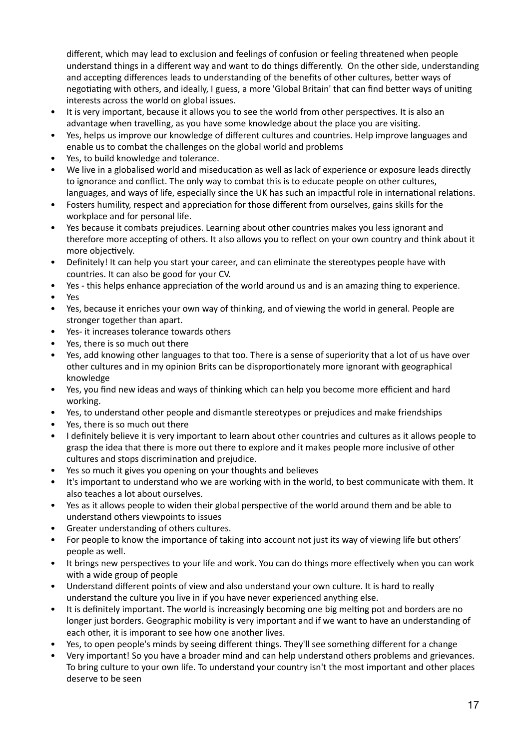different, which may lead to exclusion and feelings of confusion or feeling threatened when people understand things in a different way and want to do things differently. On the other side, understanding and accepting differences leads to understanding of the benefits of other cultures, better ways of negotiating with others, and ideally, I guess, a more 'Global Britain' that can find better ways of uniting interests across the world on global issues.

- It is very important, because it allows you to see the world from other perspectives. It is also an advantage when travelling, as you have some knowledge about the place you are visiting.
- Yes, helps us improve our knowledge of different cultures and countries. Help improve languages and enable us to combat the challenges on the global world and problems
- Yes, to build knowledge and tolerance.
- We live in a globalised world and miseducation as well as lack of experience or exposure leads directly to ignorance and conflict. The only way to combat this is to educate people on other cultures, languages, and ways of life, especially since the UK has such an impactful role in international relations.
- Fosters humility, respect and appreciation for those different from ourselves, gains skills for the workplace and for personal life.
- Yes because it combats prejudices. Learning about other countries makes you less ignorant and therefore more accepting of others. It also allows you to reflect on your own country and think about it more objectively.
- Definitely! It can help you start your career, and can eliminate the stereotypes people have with countries. It can also be good for your CV.
- Yes - this helps enhance appreciation of the world around us and is an amazing thing to experience.
- Yes
- Yes, because it enriches your own way of thinking, and of viewing the world in general. People are stronger together than apart.
- Yes- it increases tolerance towards others
- Yes, there is so much out there
- Yes, add knowing other languages to that too. There is a sense of superiority that a lot of us have over other cultures and in my opinion Brits can be disproportionately more ignorant with geographical knowledge
- Yes, you find new ideas and ways of thinking which can help you become more efficient and hard working.
- Yes, to understand other people and dismantle stereotypes or prejudices and make friendships
- Yes, there is so much out there
- I definitely believe it is very important to learn about other countries and cultures as it allows people to grasp the idea that there is more out there to explore and it makes people more inclusive of other cultures and stops discrimination and prejudice.
- Yes so much it gives you opening on your thoughts and believes
- It's important to understand who we are working with in the world, to best communicate with them. It also teaches a lot about ourselves.
- Yes as it allows people to widen their global perspective of the world around them and be able to understand others viewpoints to issues
- Greater understanding of others cultures.
- For people to know the importance of taking into account not just its way of viewing life but others' people as well.
- It brings new perspectives to your life and work. You can do things more effectively when you can work with a wide group of people
- Understand different points of view and also understand your own culture. It is hard to really understand the culture you live in if you have never experienced anything else.
- It is definitely important. The world is increasingly becoming one big melting pot and borders are no longer just borders. Geographic mobility is very important and if we want to have an understanding of each other, it is imporant to see how one another lives.
- Yes, to open people's minds by seeing different things. They'll see something different for a change
- Very important! So you have a broader mind and can help understand others problems and grievances. To bring culture to your own life. To understand your country isn't the most important and other places deserve to be seen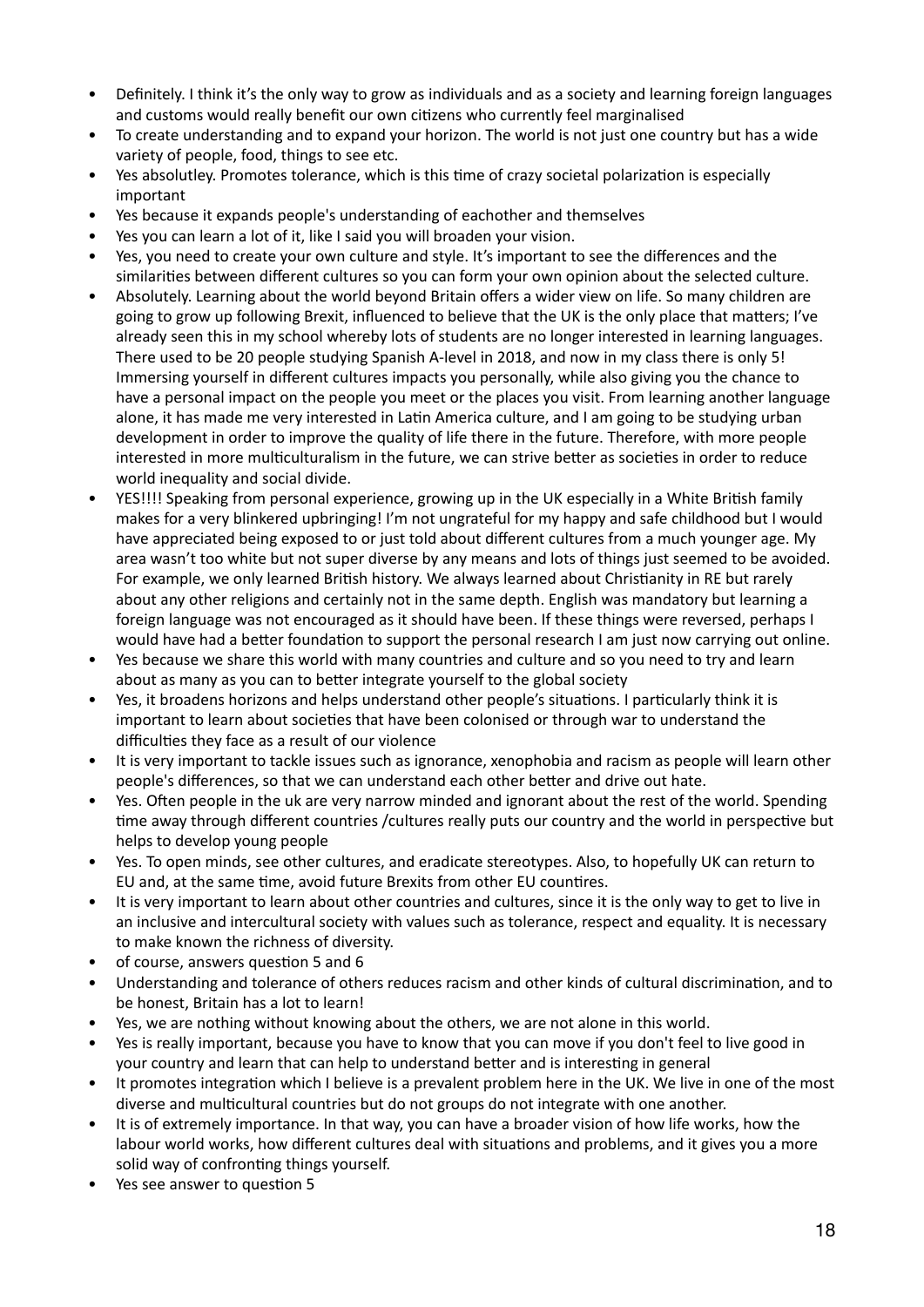- Definitely. I think it's the only way to grow as individuals and as a society and learning foreign languages and customs would really benefit our own citizens who currently feel marginalised
- To create understanding and to expand your horizon. The world is not just one country but has a wide variety of people, food, things to see etc.
- Yes absolutley. Promotes tolerance, which is this time of crazy societal polarization is especially important
- Yes because it expands people's understanding of eachother and themselves
- Yes you can learn a lot of it, like I said you will broaden your vision.
- Yes, you need to create your own culture and style. It's important to see the differences and the similarities between different cultures so you can form your own opinion about the selected culture.
- Absolutely. Learning about the world beyond Britain offers a wider view on life. So many children are going to grow up following Brexit, influenced to believe that the UK is the only place that matters; I've already seen this in my school whereby lots of students are no longer interested in learning languages. There used to be 20 people studying Spanish A-level in 2018, and now in my class there is only 5! Immersing yourself in different cultures impacts you personally, while also giving you the chance to have a personal impact on the people you meet or the places you visit. From learning another language alone, it has made me very interested in Latin America culture, and I am going to be studying urban development in order to improve the quality of life there in the future. Therefore, with more people interested in more multiculturalism in the future, we can strive better as societies in order to reduce world inequality and social divide.
- YES!!!! Speaking from personal experience, growing up in the UK especially in a White British family makes for a very blinkered upbringing! I'm not ungrateful for my happy and safe childhood but I would have appreciated being exposed to or just told about different cultures from a much younger age. My area wasn't too white but not super diverse by any means and lots of things just seemed to be avoided. For example, we only learned British history. We always learned about Christianity in RE but rarely about any other religions and certainly not in the same depth. English was mandatory but learning a foreign language was not encouraged as it should have been. If these things were reversed, perhaps I would have had a better foundation to support the personal research I am just now carrying out online.
- Yes because we share this world with many countries and culture and so you need to try and learn about as many as you can to better integrate yourself to the global society
- Yes, it broadens horizons and helps understand other people's situations. I particularly think it is important to learn about societies that have been colonised or through war to understand the difficulties they face as a result of our violence
- It is very important to tackle issues such as ignorance, xenophobia and racism as people will learn other people's differences, so that we can understand each other better and drive out hate.
- Yes. Often people in the uk are very narrow minded and ignorant about the rest of the world. Spending time away through different countries /cultures really puts our country and the world in perspective but helps to develop young people
- Yes. To open minds, see other cultures, and eradicate stereotypes. Also, to hopefully UK can return to EU and, at the same time, avoid future Brexits from other EU countires.
- It is very important to learn about other countries and cultures, since it is the only way to get to live in an inclusive and intercultural society with values such as tolerance, respect and equality. It is necessary to make known the richness of diversity.
- of course, answers question 5 and 6
- Understanding and tolerance of others reduces racism and other kinds of cultural discrimination, and to be honest, Britain has a lot to learn!
- Yes, we are nothing without knowing about the others, we are not alone in this world.
- Yes is really important, because you have to know that you can move if you don't feel to live good in your country and learn that can help to understand better and is interesting in general
- It promotes integration which I believe is a prevalent problem here in the UK. We live in one of the most diverse and multicultural countries but do not groups do not integrate with one another.
- It is of extremely importance. In that way, you can have a broader vision of how life works, how the labour world works, how different cultures deal with situations and problems, and it gives you a more solid way of confronting things yourself.
- Yes see answer to question 5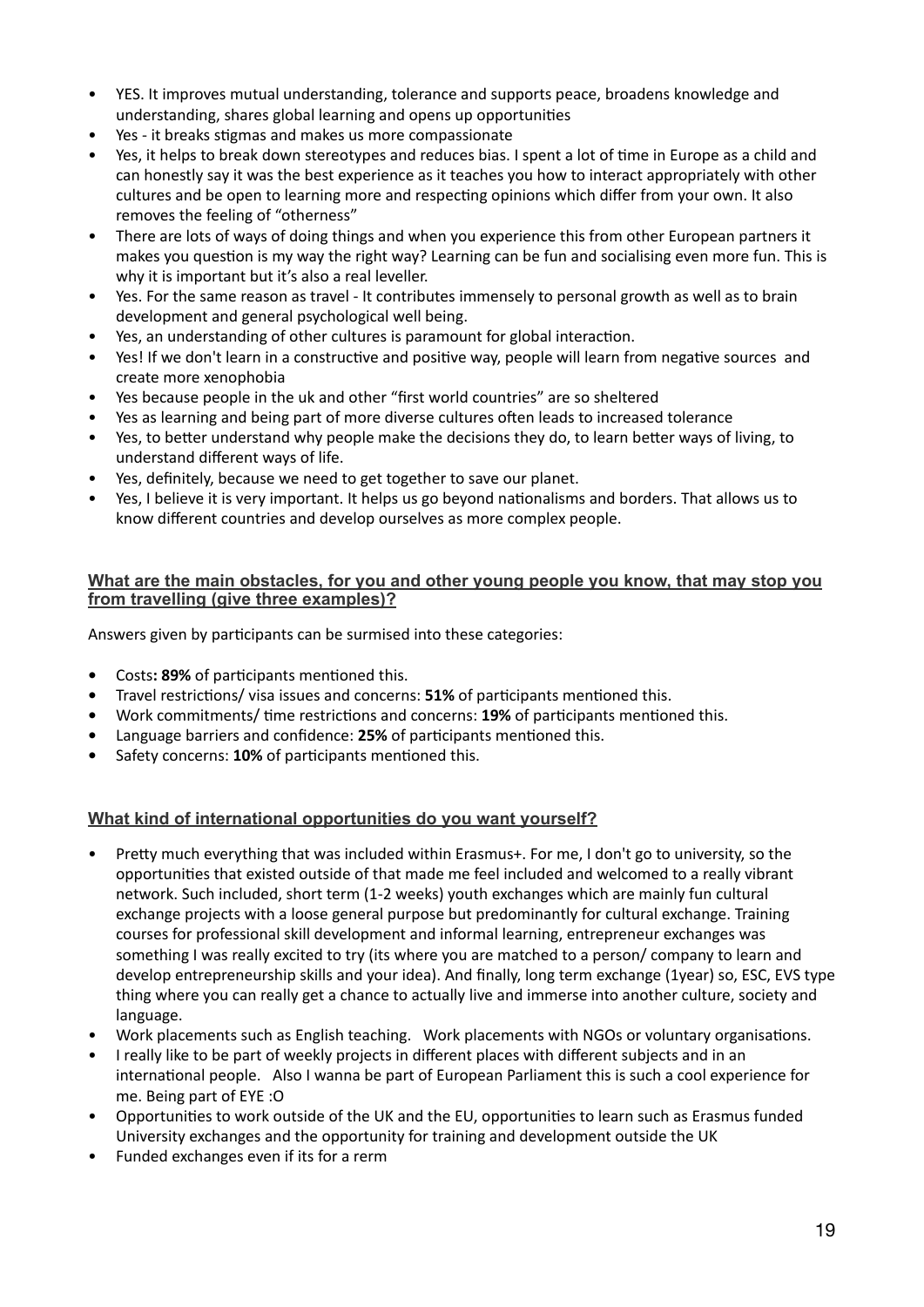- YES. It improves mutual understanding, tolerance and supports peace, broadens knowledge and understanding, shares global learning and opens up opportunities
- Yes - it breaks stigmas and makes us more compassionate
- Yes, it helps to break down stereotypes and reduces bias. I spent a lot of time in Europe as a child and can honestly say it was the best experience as it teaches you how to interact appropriately with other cultures and be open to learning more and respecting opinions which differ from your own. It also removes the feeling of "otherness"
- There are lots of ways of doing things and when you experience this from other European partners it makes you question is my way the right way? Learning can be fun and socialising even more fun. This is why it is important but it's also a real leveller.
- Yes. For the same reason as travel - It contributes immensely to personal growth as well as to brain development and general psychological well being.
- Yes, an understanding of other cultures is paramount for global interaction.
- Yes! If we don't learn in a constructive and positive way, people will learn from negative sources and create more xenophobia
- Yes because people in the uk and other "first world countries" are so sheltered
- Yes as learning and being part of more diverse cultures often leads to increased tolerance
- Yes, to better understand why people make the decisions they do, to learn better ways of living, to understand different ways of life.
- Yes, definitely, because we need to get together to save our planet.
- Yes, I believe it is very important. It helps us go beyond nationalisms and borders. That allows us to know different countries and develop ourselves as more complex people.

### What are the main obstacles, for you and other young people you know, that may stop you from travelling (give three examples)?

Answers given by participants can be surmised into these categories:

- Costs**: 89%** of participants mentioned this.
- Travel restrictions/ visa issues and concerns: **51%** of participants mentioned this.
- Work commitments/ time restrictions and concerns: **19%** of participants mentioned this.
- Language barriers and confidence: **25%** of participants mentioned this.
- Safety concerns: **10%** of participants mentioned this.

### What kind of international opportunities do you want yourself?

- Pretty much everything that was included within Erasmus+. For me, I don't go to university, so the opportunities that existed outside of that made me feel included and welcomed to a really vibrant network. Such included, short term (1-2 weeks) youth exchanges which are mainly fun cultural exchange projects with a loose general purpose but predominantly for cultural exchange. Training courses for professional skill development and informal learning, entrepreneur exchanges was something I was really excited to try (its where you are matched to a person/ company to learn and develop entrepreneurship skills and your idea). And finally, long term exchange (1year) so, ESC, EVS type thing where you can really get a chance to actually live and immerse into another culture, society and language.
- Work placements such as English teaching. Work placements with NGOs or voluntary organisations.
- I really like to be part of weekly projects in different places with different subjects and in an international people. Also I wanna be part of European Parliament this is such a cool experience for me. Being part of EYE :O
- Opportunities to work outside of the UK and the EU, opportunities to learn such as Erasmus funded University exchanges and the opportunity for training and development outside the UK
- Funded exchanges even if its for a rerm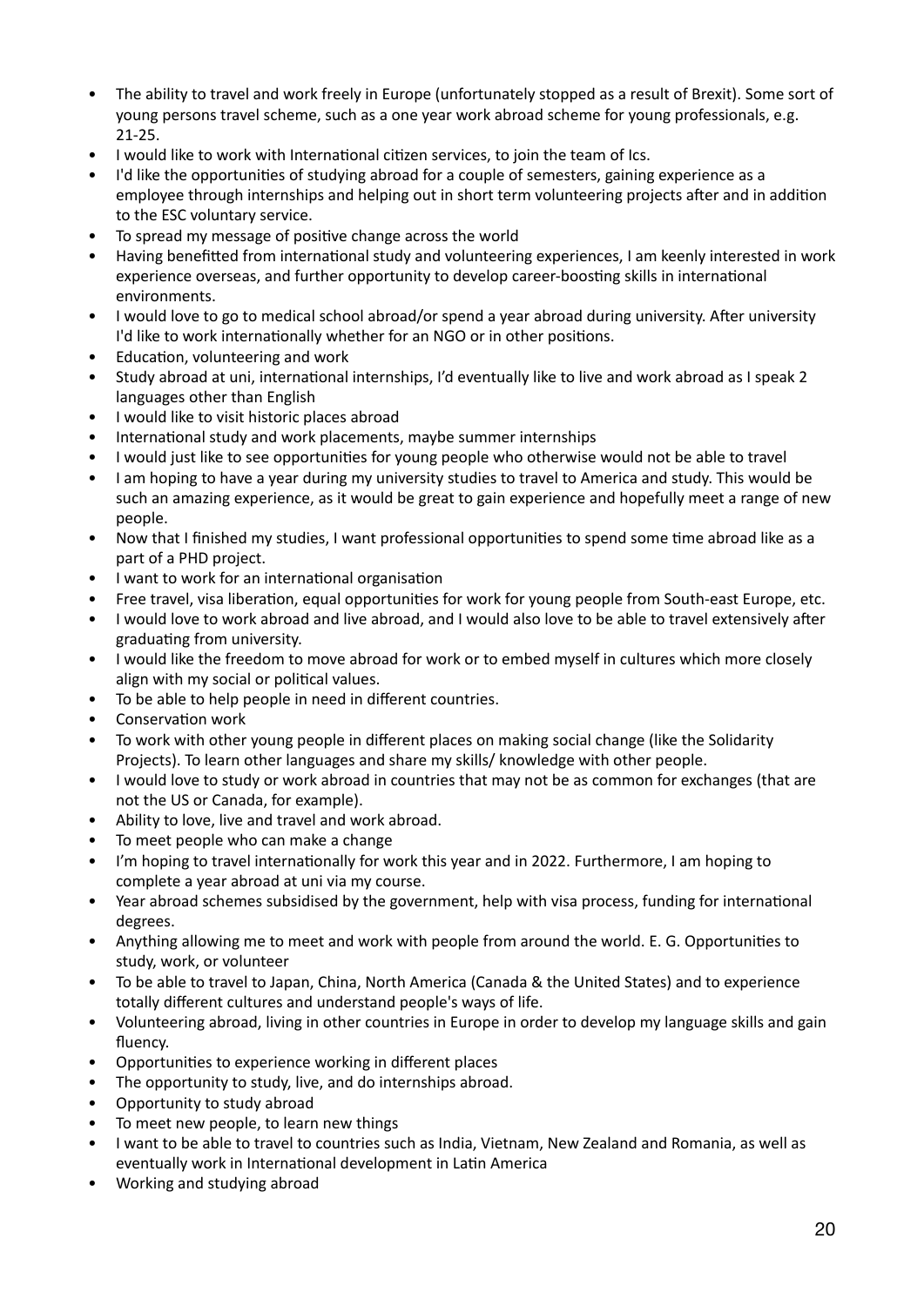- The ability to travel and work freely in Europe (unfortunately stopped as a result of Brexit). Some sort of young persons travel scheme, such as a one year work abroad scheme for young professionals, e.g. 21-25.
- I would like to work with International citizen services, to join the team of Ics.
- I'd like the opportunities of studying abroad for a couple of semesters, gaining experience as a employee through internships and helping out in short term volunteering projects after and in addition to the ESC voluntary service.
- To spread my message of positive change across the world
- Having benefitted from international study and volunteering experiences, I am keenly interested in work experience overseas, and further opportunity to develop career-boosting skills in international environments.
- I would love to go to medical school abroad/or spend a year abroad during university. After university I'd like to work internationally whether for an NGO or in other positions.
- Education, volunteering and work
- Study abroad at uni, international internships, I'd eventually like to live and work abroad as I speak 2 languages other than English
- I would like to visit historic places abroad
- International study and work placements, maybe summer internships
- I would just like to see opportunities for young people who otherwise would not be able to travel
- I am hoping to have a year during my university studies to travel to America and study. This would be such an amazing experience, as it would be great to gain experience and hopefully meet a range of new people.
- Now that I finished my studies, I want professional opportunities to spend some time abroad like as a part of a PHD project.
- I want to work for an international organisation
- Free travel, visa liberation, equal opportunities for work for young people from South-east Europe, etc.
- I would love to work abroad and live abroad, and I would also love to be able to travel extensively after graduating from university.
- I would like the freedom to move abroad for work or to embed myself in cultures which more closely align with my social or political values.
- To be able to help people in need in different countries.
- Conservation work
- To work with other young people in different places on making social change (like the Solidarity Projects). To learn other languages and share my skills/ knowledge with other people.
- I would love to study or work abroad in countries that may not be as common for exchanges (that are not the US or Canada, for example).
- Ability to love, live and travel and work abroad.
- To meet people who can make a change
- I'm hoping to travel internationally for work this year and in 2022. Furthermore, I am hoping to complete a year abroad at uni via my course.
- Year abroad schemes subsidised by the government, help with visa process, funding for international degrees.
- Anything allowing me to meet and work with people from around the world. E. G. Opportunities to study, work, or volunteer
- To be able to travel to Japan, China, North America (Canada & the United States) and to experience totally different cultures and understand people's ways of life.
- Volunteering abroad, living in other countries in Europe in order to develop my language skills and gain fluency.
- Opportunities to experience working in different places
- The opportunity to study, live, and do internships abroad.
- Opportunity to study abroad
- To meet new people, to learn new things
- I want to be able to travel to countries such as India, Vietnam, New Zealand and Romania, as well as eventually work in International development in Latin America
- Working and studying abroad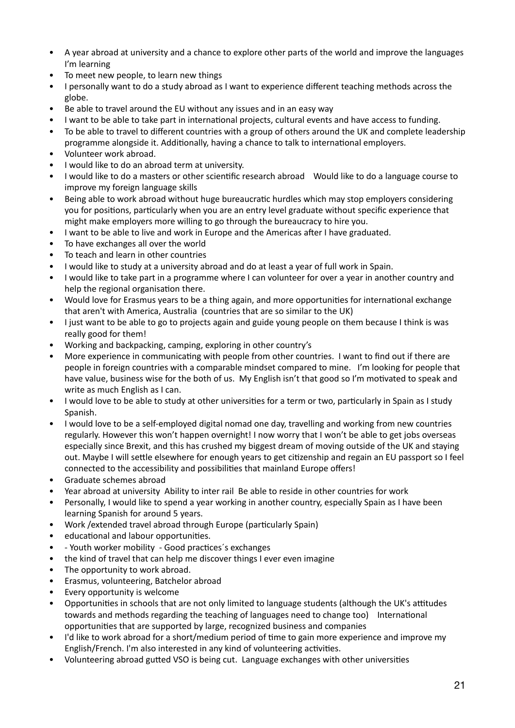- A year abroad at university and a chance to explore other parts of the world and improve the languages I'm learning
- To meet new people, to learn new things
- I personally want to do a study abroad as I want to experience different teaching methods across the globe.
- Be able to travel around the EU without any issues and in an easy way
- I want to be able to take part in international projects, cultural events and have access to funding.
- To be able to travel to different countries with a group of others around the UK and complete leadership programme alongside it. Additionally, having a chance to talk to international employers.
- Volunteer work abroad.
- I would like to do an abroad term at university.
- I would like to do a masters or other scientific research abroad   Would like to do a language course to improve my foreign language skills
- Being able to work abroad without huge bureaucratic hurdles which may stop employers considering you for positions, particularly when you are an entry level graduate without specific experience that might make employers more willing to go through the bureaucracy to hire you.
- I want to be able to live and work in Europe and the Americas after I have graduated.
- To have exchanges all over the world
- To teach and learn in other countries
- I would like to study at a university abroad and do at least a year of full work in Spain.
- I would like to take part in a programme where I can volunteer for over a year in another country and help the regional organisation there.
- Would love for Erasmus years to be a thing again, and more opportunities for international exchange that aren't with America, Australia  (countries that are so similar to the UK)
- I just want to be able to go to projects again and guide young people on them because I think is was really good for them!
- Working and backpacking, camping, exploring in other country's
- More experience in communicating with people from other countries.  I want to find out if there are people in foreign countries with a comparable mindset compared to mine.   I'm looking for people that have value, business wise for the both of us.  My English isn't that good so I'm motivated to speak and write as much English as I can.
- I would love to be able to study at other universities for a term or two, particularly in Spain as I study Spanish.
- I would love to be a self-employed digital nomad one day, travelling and working from new countries regularly. However this won't happen overnight! I now worry that I won't be able to get jobs overseas especially since Brexit, and this has crushed my biggest dream of moving outside of the UK and staying out. Maybe I will settle elsewhere for enough years to get citizenship and regain an EU passport so I feel connected to the accessibility and possibilities that mainland Europe offers!
- Graduate schemes abroad
- Year abroad at university  Ability to inter rail  Be able to reside in other countries for work
- Personally, I would like to spend a year working in another country, especially Spain as I have been learning Spanish for around 5 years.
- Work /extended travel abroad through Europe (particularly Spain)
- educational and labour opportunities.
- - Youth worker mobility  - Good practices´s exchanges
- the kind of travel that can help me discover things I ever even imagine
- The opportunity to work abroad.
- Erasmus, volunteering, Batchelor abroad
- Every opportunity is welcome
- Opportunities in schools that are not only limited to language students (although the UK's attitudes towards and methods regarding the teaching of languages need to change too)   International opportunities that are supported by large, recognized business and companies
- I'd like to work abroad for a short/medium period of time to gain more experience and improve my English/French. I'm also interested in any kind of volunteering activities.
- Volunteering abroad gutted VSO is being cut.  Language exchanges with other universities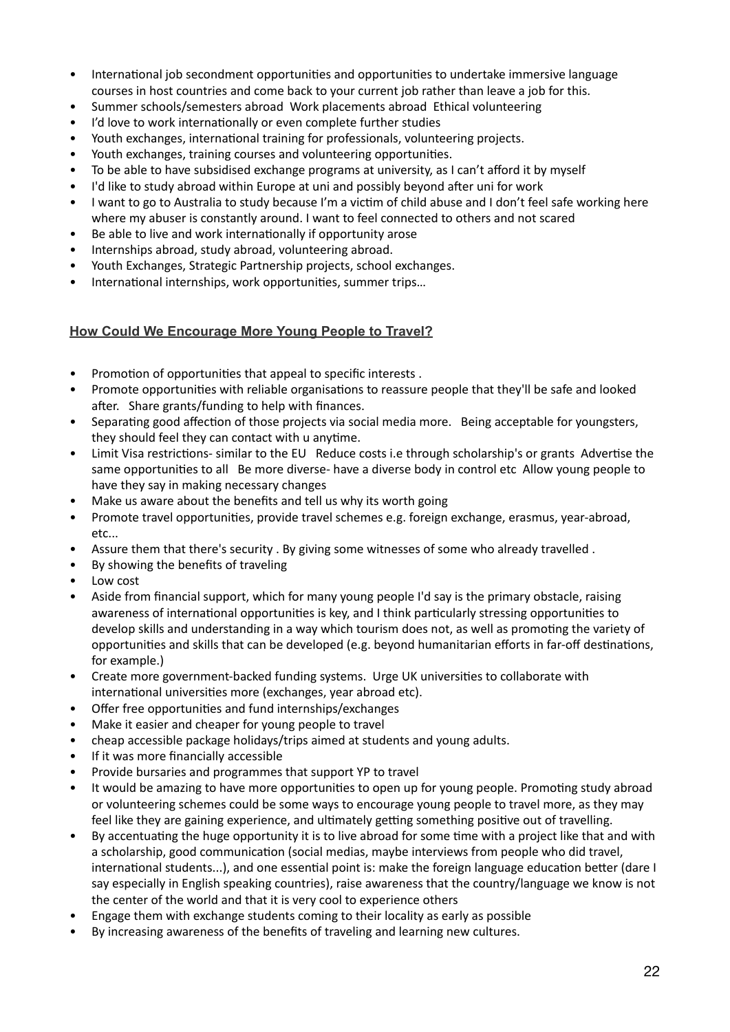- International job secondment opportunities and opportunities to undertake immersive language courses in host countries and come back to your current job rather than leave a job for this.
- Summer schools/semesters abroad  Work placements abroad  Ethical volunteering
- I'd love to work internationally or even complete further studies
- Youth exchanges, international training for professionals, volunteering projects.
- Youth exchanges, training courses and volunteering opportunities.
- To be able to have subsidised exchange programs at university, as I can't afford it by myself
- I'd like to study abroad within Europe at uni and possibly beyond after uni for work
- I want to go to Australia to study because I'm a victim of child abuse and I don't feel safe working here where my abuser is constantly around. I want to feel connected to others and not scared
- Be able to live and work internationally if opportunity arose
- Internships abroad, study abroad, volunteering abroad.
- Youth Exchanges, Strategic Partnership projects, school exchanges.
- International internships, work opportunities, summer trips…

## How Could We Encourage More Young People to Travel?

- Promotion of opportunities that appeal to specific interests .
- Promote opportunities with reliable organisations to reassure people that they'll be safe and looked after.  Share grants/funding to help with finances.
- Separating good affection of those projects via social media more.  Being acceptable for youngsters, they should feel they can contact with u anytime.
- Limit Visa restrictions- similar to the EU  Reduce costs i.e through scholarship's or grants  Advertise the same opportunities to all  Be more diverse- have a diverse body in control etc  Allow young people to have they say in making necessary changes
- Make us aware about the benefits and tell us why its worth going
- Promote travel opportunities, provide travel schemes e.g. foreign exchange, erasmus, year-abroad, etc...
- Assure them that there's security . By giving some witnesses of some who already travelled .
- By showing the benefits of traveling
- Low cost
- Aside from financial support, which for many young people I'd say is the primary obstacle, raising awareness of international opportunities is key, and I think particularly stressing opportunities to develop skills and understanding in a way which tourism does not, as well as promoting the variety of opportunities and skills that can be developed (e.g. beyond humanitarian efforts in far-off destinations, for example.)
- Create more government-backed funding systems.  Urge UK universities to collaborate with international universities more (exchanges, year abroad etc).
- Offer free opportunities and fund internships/exchanges
- Make it easier and cheaper for young people to travel
- cheap accessible package holidays/trips aimed at students and young adults.
- If it was more financially accessible
- Provide bursaries and programmes that support YP to travel
- It would be amazing to have more opportunities to open up for young people. Promoting study abroad or volunteering schemes could be some ways to encourage young people to travel more, as they may feel like they are gaining experience, and ultimately getting something positive out of travelling.
- By accentuating the huge opportunity it is to live abroad for some time with a project like that and with a scholarship, good communication (social medias, maybe interviews from people who did travel, international students...), and one essential point is: make the foreign language education better (dare I say especially in English speaking countries), raise awareness that the country/language we know is not the center of the world and that it is very cool to experience others
- Engage them with exchange students coming to their locality as early as possible
- By increasing awareness of the benefits of traveling and learning new cultures.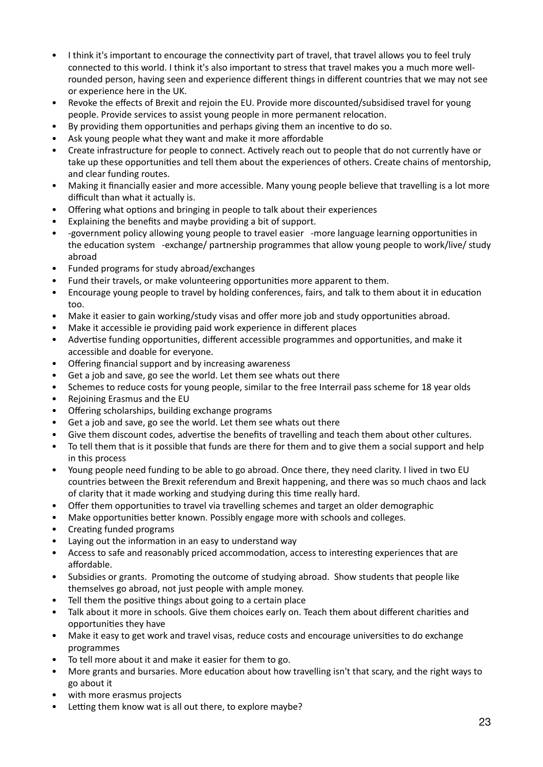- I think it's important to encourage the connectivity part of travel, that travel allows you to feel truly connected to this world. I think it's also important to stress that travel makes you a much more well-rounded person, having seen and experience different things in different countries that we may not see or experience here in the UK.
- Revoke the effects of Brexit and rejoin the EU. Provide more discounted/subsidised travel for young people. Provide services to assist young people in more permanent relocation.
- By providing them opportunities and perhaps giving them an incentive to do so.
- Ask young people what they want and make it more affordable
- Create infrastructure for people to connect. Actively reach out to people that do not currently have or take up these opportunities and tell them about the experiences of others. Create chains of mentorship, and clear funding routes.
- Making it financially easier and more accessible. Many young people believe that travelling is a lot more difficult than what it actually is.
- Offering what options and bringing in people to talk about their experiences
- Explaining the benefits and maybe providing a bit of support.
- -government policy allowing young people to travel easier -more language learning opportunities in the education system -exchange/ partnership programmes that allow young people to work/live/ study abroad
- Funded programs for study abroad/exchanges
- Fund their travels, or make volunteering opportunities more apparent to them.
- Encourage young people to travel by holding conferences, fairs, and talk to them about it in education too.
- Make it easier to gain working/study visas and offer more job and study opportunities abroad.
- Make it accessible ie providing paid work experience in different places
- Advertise funding opportunities, different accessible programmes and opportunities, and make it accessible and doable for everyone.
- Offering financial support and by increasing awareness
- Get a job and save, go see the world. Let them see whats out there
- Schemes to reduce costs for young people, similar to the free Interrail pass scheme for 18 year olds
- Rejoining Erasmus and the EU
- Offering scholarships, building exchange programs
- Get a job and save, go see the world. Let them see whats out there
- Give them discount codes, advertise the benefits of travelling and teach them about other cultures.
- To tell them that is it possible that funds are there for them and to give them a social support and help in this process
- Young people need funding to be able to go abroad. Once there, they need clarity. I lived in two EU countries between the Brexit referendum and Brexit happening, and there was so much chaos and lack of clarity that it made working and studying during this time really hard.
- Offer them opportunities to travel via travelling schemes and target an older demographic
- Make opportunities better known. Possibly engage more with schools and colleges.
- Creating funded programs
- Laying out the information in an easy to understand way
- Access to safe and reasonably priced accommodation, access to interesting experiences that are affordable.
- Subsidies or grants. Promoting the outcome of studying abroad. Show students that people like themselves go abroad, not just people with ample money.
- Tell them the positive things about going to a certain place
- Talk about it more in schools. Give them choices early on. Teach them about different charities and opportunities they have
- Make it easy to get work and travel visas, reduce costs and encourage universities to do exchange programmes
- To tell more about it and make it easier for them to go.
- More grants and bursaries. More education about how travelling isn't that scary, and the right ways to go about it
- with more erasmus projects
- Letting them know wat is all out there, to explore maybe?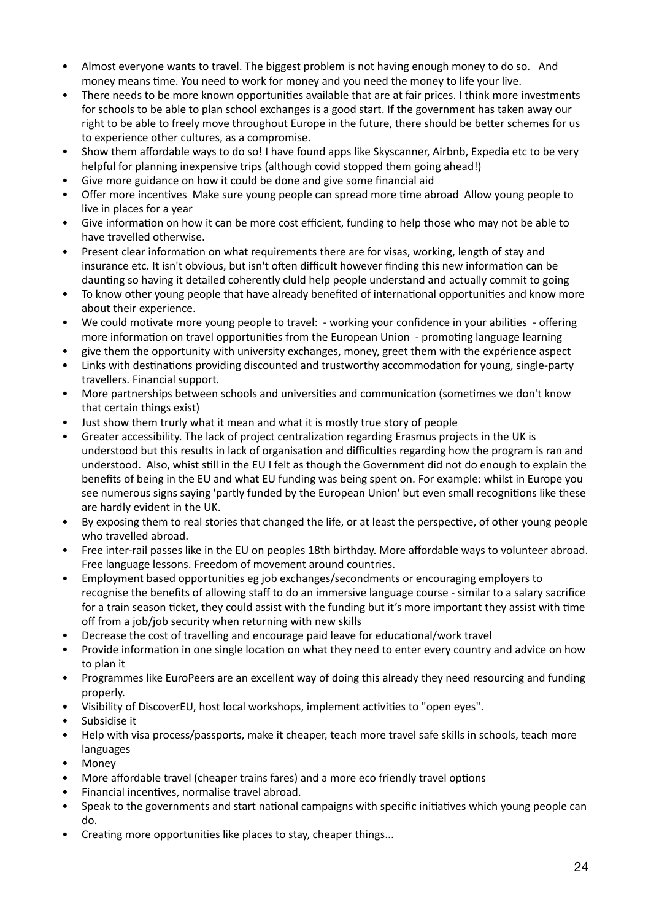- Almost everyone wants to travel. The biggest problem is not having enough money to do so. And money means time. You need to work for money and you need the money to life your live.
- There needs to be more known opportunities available that are at fair prices. I think more investments for schools to be able to plan school exchanges is a good start. If the government has taken away our right to be able to freely move throughout Europe in the future, there should be better schemes for us to experience other cultures, as a compromise.
- Show them affordable ways to do so! I have found apps like Skyscanner, Airbnb, Expedia etc to be very helpful for planning inexpensive trips (although covid stopped them going ahead!)
- Give more guidance on how it could be done and give some financial aid
- Offer more incentives Make sure young people can spread more time abroad Allow young people to live in places for a year
- Give information on how it can be more cost efficient, funding to help those who may not be able to have travelled otherwise.
- Present clear information on what requirements there are for visas, working, length of stay and insurance etc. It isn't obvious, but isn't often difficult however finding this new information can be daunting so having it detailed coherently cluld help people understand and actually commit to going
- To know other young people that have already benefited of international opportunities and know more about their experience.
- We could motivate more young people to travel: - working your confidence in your abilities - offering more information on travel opportunities from the European Union - promoting language learning
- give them the opportunity with university exchanges, money, greet them with the expérience aspect
- Links with destinations providing discounted and trustworthy accommodation for young, single-party travellers. Financial support.
- More partnerships between schools and universities and communication (sometimes we don't know that certain things exist)
- Just show them trurly what it mean and what it is mostly true story of people
- Greater accessibility. The lack of project centralization regarding Erasmus projects in the UK is understood but this results in lack of organisation and difficulties regarding how the program is ran and understood. Also, whist still in the EU I felt as though the Government did not do enough to explain the benefits of being in the EU and what EU funding was being spent on. For example: whilst in Europe you see numerous signs saying 'partly funded by the European Union' but even small recognitions like these are hardly evident in the UK.
- By exposing them to real stories that changed the life, or at least the perspective, of other young people who travelled abroad.
- Free inter-rail passes like in the EU on peoples 18th birthday. More affordable ways to volunteer abroad. Free language lessons. Freedom of movement around countries.
- Employment based opportunities eg job exchanges/secondments or encouraging employers to recognise the benefits of allowing staff to do an immersive language course - similar to a salary sacrifice for a train season ticket, they could assist with the funding but it's more important they assist with time off from a job/job security when returning with new skills
- Decrease the cost of travelling and encourage paid leave for educational/work travel
- Provide information in one single location on what they need to enter every country and advice on how to plan it
- Programmes like EuroPeers are an excellent way of doing this already they need resourcing and funding properly.
- Visibility of DiscoverEU, host local workshops, implement activities to "open eyes".
- Subsidise it
- Help with visa process/passports, make it cheaper, teach more travel safe skills in schools, teach more languages
- Money
- More affordable travel (cheaper trains fares) and a more eco friendly travel options
- Financial incentives, normalise travel abroad.
- Speak to the governments and start national campaigns with specific initiatives which young people can do.
- Creating more opportunities like places to stay, cheaper things...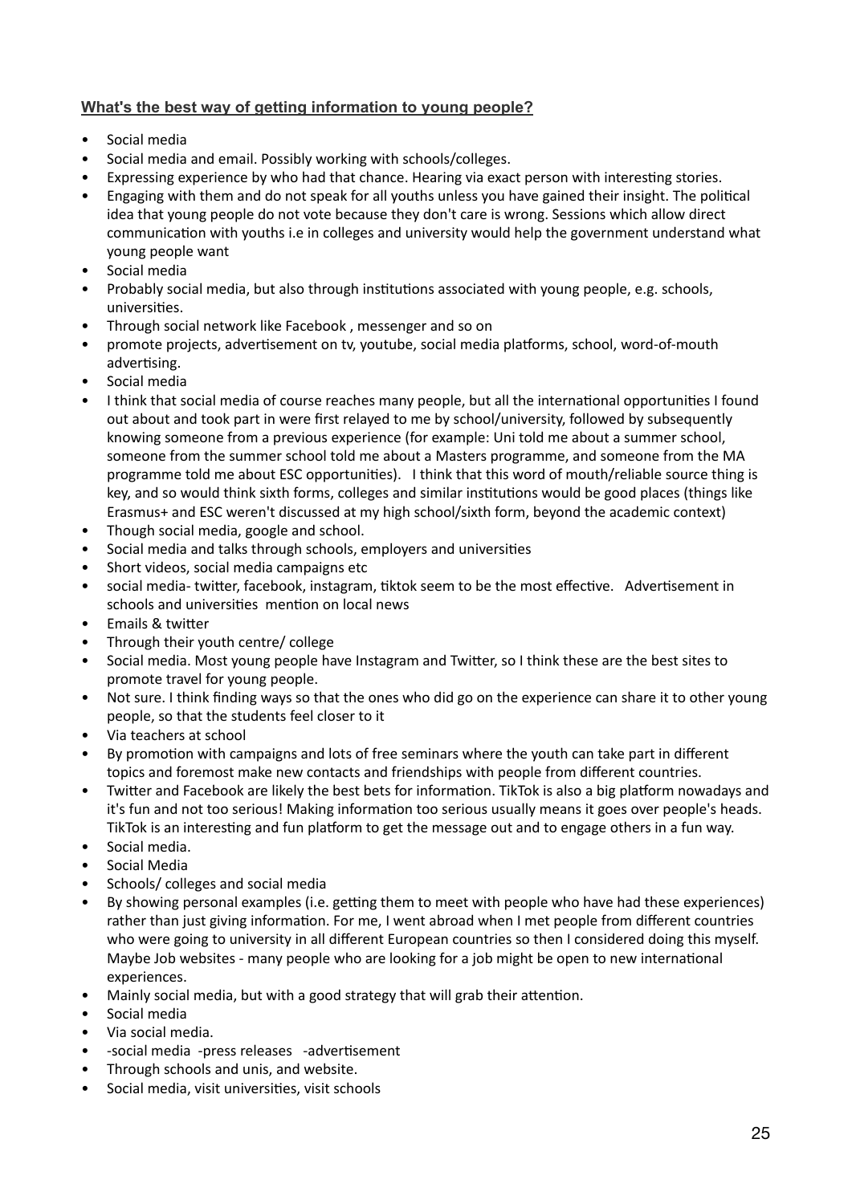**What's the best way of getting information to young people?**

- Social media
- Social media and email. Possibly working with schools/colleges.
- Expressing experience by who had that chance. Hearing via exact person with interesting stories.
- Engaging with them and do not speak for all youths unless you have gained their insight. The political idea that young people do not vote because they don't care is wrong. Sessions which allow direct communication with youths i.e in colleges and university would help the government understand what young people want
- Social media
- Probably social media, but also through institutions associated with young people, e.g. schools, universities.
- Through social network like Facebook , messenger and so on
- promote projects, advertisement on tv, youtube, social media platforms, school, word-of-mouth advertising.
- Social media
- I think that social media of course reaches many people, but all the international opportunities I found out about and took part in were first relayed to me by school/university, followed by subsequently knowing someone from a previous experience (for example: Uni told me about a summer school, someone from the summer school told me about a Masters programme, and someone from the MA programme told me about ESC opportunities). I think that this word of mouth/reliable source thing is key, and so would think sixth forms, colleges and similar institutions would be good places (things like Erasmus+ and ESC weren't discussed at my high school/sixth form, beyond the academic context)
- Though social media, google and school.
- Social media and talks through schools, employers and universities
- Short videos, social media campaigns etc
- social media- twitter, facebook, instagram, tiktok seem to be the most effective. Advertisement in schools and universities mention on local news
- Emails & twitter
- Through their youth centre/ college
- Social media. Most young people have Instagram and Twitter, so I think these are the best sites to promote travel for young people.
- Not sure. I think finding ways so that the ones who did go on the experience can share it to other young people, so that the students feel closer to it
- Via teachers at school
- By promotion with campaigns and lots of free seminars where the youth can take part in different topics and foremost make new contacts and friendships with people from different countries.
- Twitter and Facebook are likely the best bets for information. TikTok is also a big platform nowadays and it's fun and not too serious! Making information too serious usually means it goes over people's heads. TikTok is an interesting and fun platform to get the message out and to engage others in a fun way.
- Social media.
- Social Media
- Schools/ colleges and social media
- By showing personal examples (i.e. getting them to meet with people who have had these experiences) rather than just giving information. For me, I went abroad when I met people from different countries who were going to university in all different European countries so then I considered doing this myself. Maybe Job websites - many people who are looking for a job might be open to new international experiences.
- Mainly social media, but with a good strategy that will grab their attention.
- Social media
- Via social media.
- -social media -press releases -advertisement
- Through schools and unis, and website.
- Social media, visit universities, visit schools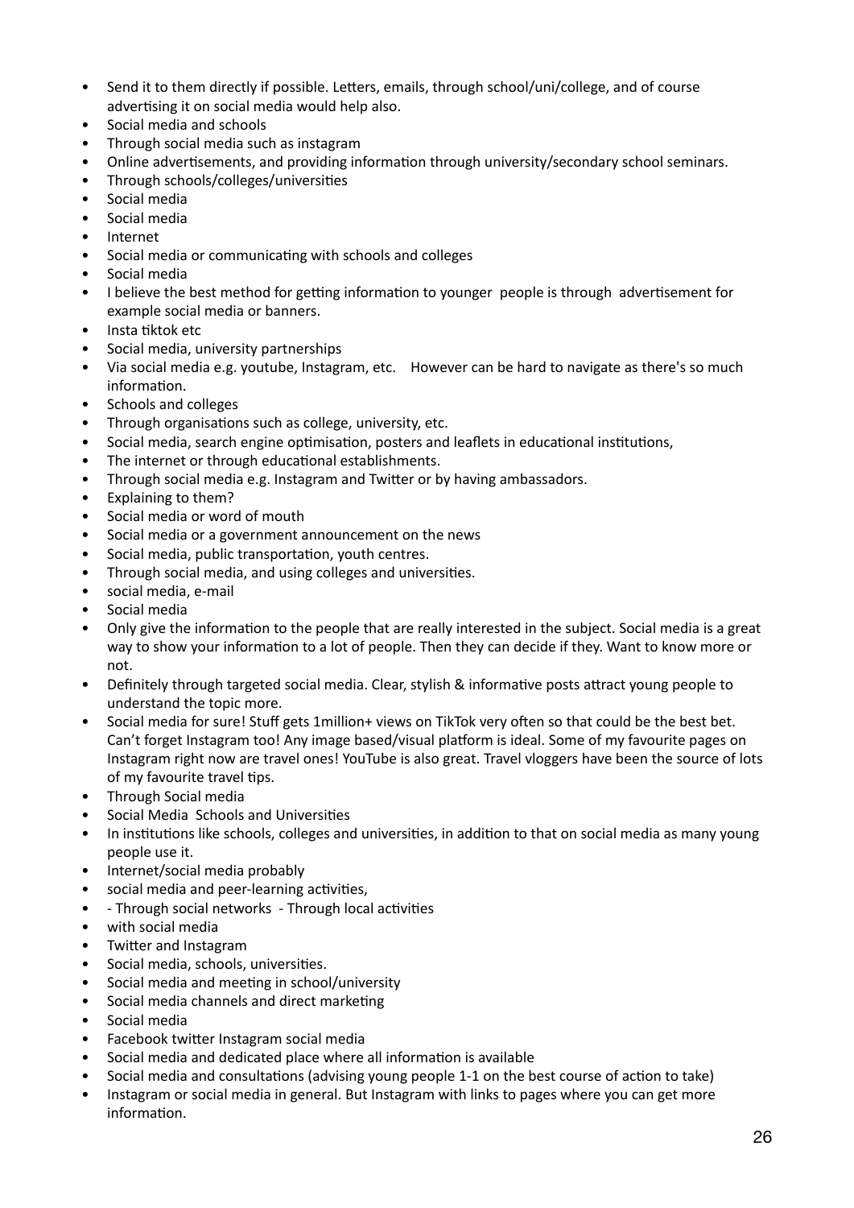- Send it to them directly if possible. Letters, emails, through school/uni/college, and of course advertising it on social media would help also.
- Social media and schools
- Through social media such as instagram
- Online advertisements, and providing information through university/secondary school seminars.
- Through schools/colleges/universities
- Social media
- Social media
- Internet
- Social media or communicating with schools and colleges
- Social media
- I believe the best method for getting information to younger people is through advertisement for example social media or banners.
- Insta tiktok etc
- Social media, university partnerships
- Via social media e.g. youtube, Instagram, etc. However can be hard to navigate as there's so much information.
- Schools and colleges
- Through organisations such as college, university, etc.
- Social media, search engine optimisation, posters and leaflets in educational institutions,
- The internet or through educational establishments.
- Through social media e.g. Instagram and Twitter or by having ambassadors.
- Explaining to them?
- Social media or word of mouth
- Social media or a government announcement on the news
- Social media, public transportation, youth centres.
- Through social media, and using colleges and universities.
- social media, e-mail
- Social media
- Only give the information to the people that are really interested in the subject. Social media is a great way to show your information to a lot of people. Then they can decide if they. Want to know more or not.
- Definitely through targeted social media. Clear, stylish & informative posts attract young people to understand the topic more.
- Social media for sure! Stuff gets 1million+ views on TikTok very often so that could be the best bet. Can't forget Instagram too! Any image based/visual platform is ideal. Some of my favourite pages on Instagram right now are travel ones! YouTube is also great. Travel vloggers have been the source of lots of my favourite travel tips.
- Through Social media
- Social Media Schools and Universities
- In institutions like schools, colleges and universities, in addition to that on social media as many young people use it.
- Internet/social media probably
- social media and peer-learning activities,
- - Through social networks - Through local activities
- with social media
- Twitter and Instagram
- Social media, schools, universities.
- Social media and meeting in school/university
- Social media channels and direct marketing
- Social media
- Facebook twitter Instagram social media
- Social media and dedicated place where all information is available
- Social media and consultations (advising young people 1-1 on the best course of action to take)
- Instagram or social media in general. But Instagram with links to pages where you can get more information.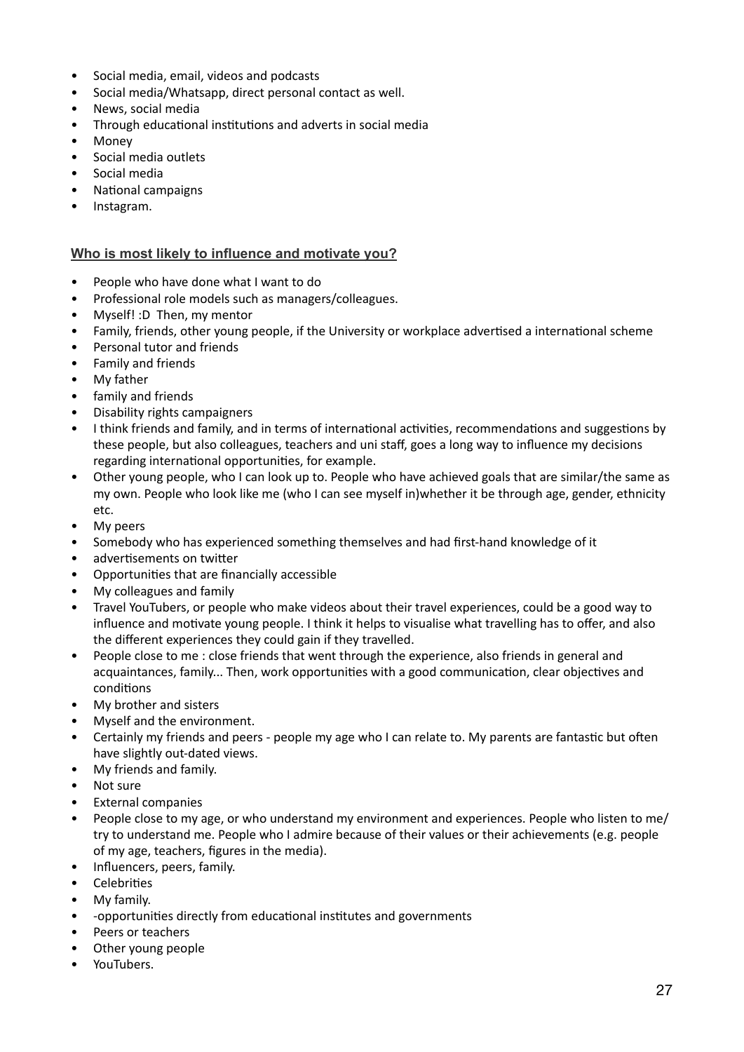- Social media, email, videos and podcasts
- Social media/Whatsapp, direct personal contact as well.
- News, social media
- Through educational institutions and adverts in social media
- Money
- Social media outlets
- Social media
- National campaigns
- Instagram.

## Who is most likely to influence and motivate you?

- People who have done what I want to do
- Professional role models such as managers/colleagues.
- Myself! :D  Then, my mentor
- Family, friends, other young people, if the University or workplace advertised a international scheme
- Personal tutor and friends
- Family and friends
- My father
- family and friends
- Disability rights campaigners
- I think friends and family, and in terms of international activities, recommendations and suggestions by these people, but also colleagues, teachers and uni staff, goes a long way to influence my decisions regarding international opportunities, for example.
- Other young people, who I can look up to. People who have achieved goals that are similar/the same as my own. People who look like me (who I can see myself in)whether it be through age, gender, ethnicity etc.
- My peers
- Somebody who has experienced something themselves and had first-hand knowledge of it
- advertisements on twitter
- Opportunities that are financially accessible
- My colleagues and family
- Travel YouTubers, or people who make videos about their travel experiences, could be a good way to influence and motivate young people. I think it helps to visualise what travelling has to offer, and also the different experiences they could gain if they travelled.
- People close to me : close friends that went through the experience, also friends in general and acquaintances, family... Then, work opportunities with a good communication, clear objectives and conditions
- My brother and sisters
- Myself and the environment.
- Certainly my friends and peers - people my age who I can relate to. My parents are fantastic but often have slightly out-dated views.
- My friends and family.
- Not sure
- External companies
- People close to my age, or who understand my environment and experiences. People who listen to me/ try to understand me. People who I admire because of their values or their achievements (e.g. people of my age, teachers, figures in the media).
- Influencers, peers, family.
- Celebrities
- My family.
- -opportunities directly from educational institutes and governments
- Peers or teachers
- Other young people
- YouTubers.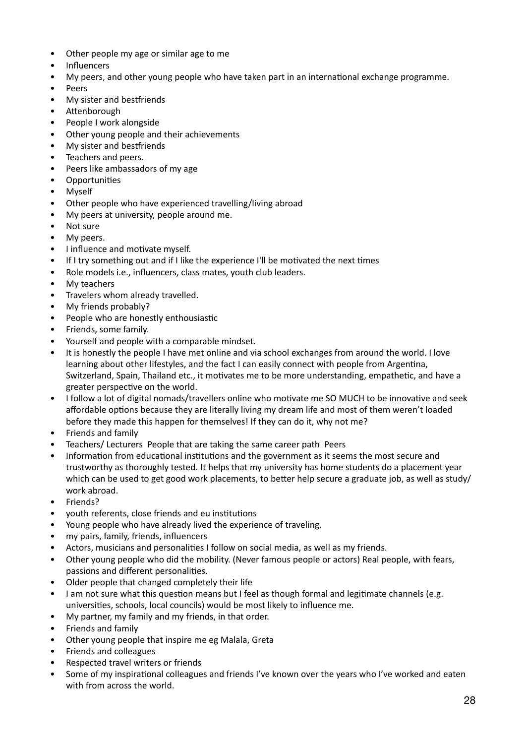- Other people my age or similar age to me
- Influencers
- My peers, and other young people who have taken part in an international exchange programme.
- Peers
- My sister and bestfriends
- Attenborough
- People I work alongside
- Other young people and their achievements
- My sister and bestfriends
- Teachers and peers.
- Peers like ambassadors of my age
- Opportunities
- Myself
- Other people who have experienced travelling/living abroad
- My peers at university, people around me.
- Not sure
- My peers.
- I influence and motivate myself.
- If I try something out and if I like the experience I'll be motivated the next times
- Role models i.e., influencers, class mates, youth club leaders.
- My teachers
- Travelers whom already travelled.
- My friends probably?
- People who are honestly enthousiastic
- Friends, some family.
- Yourself and people with a comparable mindset.
- It is honestly the people I have met online and via school exchanges from around the world. I love learning about other lifestyles, and the fact I can easily connect with people from Argentina, Switzerland, Spain, Thailand etc., it motivates me to be more understanding, empathetic, and have a greater perspective on the world.
- I follow a lot of digital nomads/travellers online who motivate me SO MUCH to be innovative and seek affordable options because they are literally living my dream life and most of them weren't loaded before they made this happen for themselves! If they can do it, why not me?
- Friends and family
- Teachers/ Lecturers  People that are taking the same career path  Peers
- Information from educational institutions and the government as it seems the most secure and trustworthy as thoroughly tested. It helps that my university has home students do a placement year which can be used to get good work placements, to better help secure a graduate job, as well as study/ work abroad.
- Friends?
- youth referents, close friends and eu institutions
- Young people who have already lived the experience of traveling.
- my pairs, family, friends, influencers
- Actors, musicians and personalities I follow on social media, as well as my friends.
- Other young people who did the mobility. (Never famous people or actors) Real people, with fears, passions and different personalities.
- Older people that changed completely their life
- I am not sure what this question means but I feel as though formal and legitimate channels (e.g. universities, schools, local councils) would be most likely to influence me.
- My partner, my family and my friends, in that order.
- Friends and family
- Other young people that inspire me eg Malala, Greta
- Friends and colleagues
- Respected travel writers or friends
- Some of my inspirational colleagues and friends I've known over the years who I've worked and eaten with from across the world.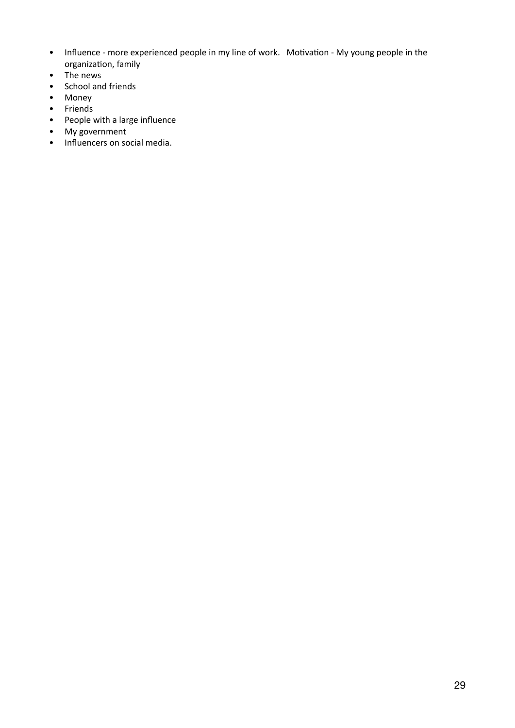- Influence - more experienced people in my line of work.   Motivation - My young people in the organization, family
- The news
- School and friends
- Money
- Friends
- People with a large influence
- My government
- Influencers on social media.